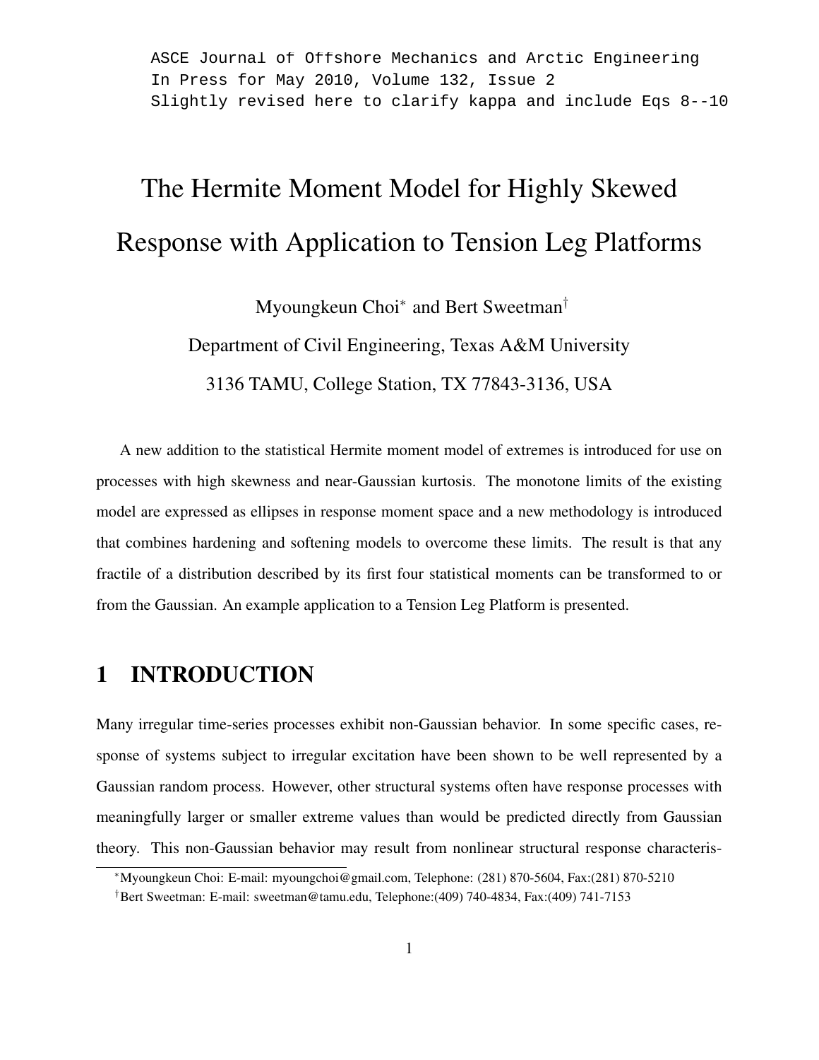ASCE Journal of Offshore Mechanics and Arctic Engineering
In Press for May 2010, Volume 132, Issue 2
Slightly revised here to clarify kappa and include Eqs 8--10

# The Hermite Moment Model for Highly Skewed Response with Application to Tension Leg Platforms

Myoungkeun Choi[*] and Bert Sweetman[†]

Department of Civil Engineering, Texas A&M University

3136 TAMU, College Station, TX 77843-3136, USA

A new addition to the statistical Hermite moment model of extremes is introduced for use on processes with high skewness and near-Gaussian kurtosis. The monotone limits of the existing model are expressed as ellipses in response moment space and a new methodology is introduced that combines hardening and softening models to overcome these limits. The result is that any fractile of a distribution described by its first four statistical moments can be transformed to or from the Gaussian. An example application to a Tension Leg Platform is presented.

## 1 INTRODUCTION

Many irregular time-series processes exhibit non-Gaussian behavior. In some specific cases, response of systems subject to irregular excitation have been shown to be well represented by a Gaussian random process. However, other structural systems often have response processes with meaningfully larger or smaller extreme values than would be predicted directly from Gaussian theory. This non-Gaussian behavior may result from nonlinear structural response characteris-

[*]Myoungkeun Choi: E-mail: myoungchoi@gmail.com, Telephone: (281) 870-5604, Fax:(281) 870-5210

[†]Bert Sweetman: E-mail: sweetman@tamu.edu, Telephone:(409) 740-4834, Fax:(409) 741-7153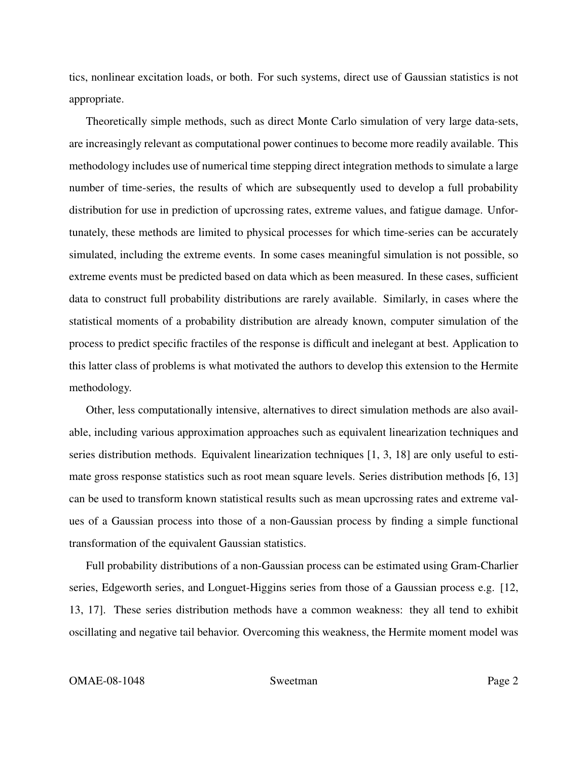tics, nonlinear excitation loads, or both. For such systems, direct use of Gaussian statistics is not appropriate.

Theoretically simple methods, such as direct Monte Carlo simulation of very large data-sets, are increasingly relevant as computational power continues to become more readily available. This methodology includes use of numerical time stepping direct integration methods to simulate a large number of time-series, the results of which are subsequently used to develop a full probability distribution for use in prediction of upcrossing rates, extreme values, and fatigue damage. Unfortunately, these methods are limited to physical processes for which time-series can be accurately simulated, including the extreme events. In some cases meaningful simulation is not possible, so extreme events must be predicted based on data which as been measured. In these cases, sufficient data to construct full probability distributions are rarely available. Similarly, in cases where the statistical moments of a probability distribution are already known, computer simulation of the process to predict specific fractiles of the response is difficult and inelegant at best. Application to this latter class of problems is what motivated the authors to develop this extension to the Hermite methodology.

Other, less computationally intensive, alternatives to direct simulation methods are also available, including various approximation approaches such as equivalent linearization techniques and series distribution methods. Equivalent linearization techniques [1, 3, 18] are only useful to estimate gross response statistics such as root mean square levels. Series distribution methods [6, 13] can be used to transform known statistical results such as mean upcrossing rates and extreme values of a Gaussian process into those of a non-Gaussian process by finding a simple functional transformation of the equivalent Gaussian statistics.

Full probability distributions of a non-Gaussian process can be estimated using Gram-Charlier series, Edgeworth series, and Longuet-Higgins series from those of a Gaussian process e.g. [12, 13, 17]. These series distribution methods have a common weakness: they all tend to exhibit oscillating and negative tail behavior. Overcoming this weakness, the Hermite moment model was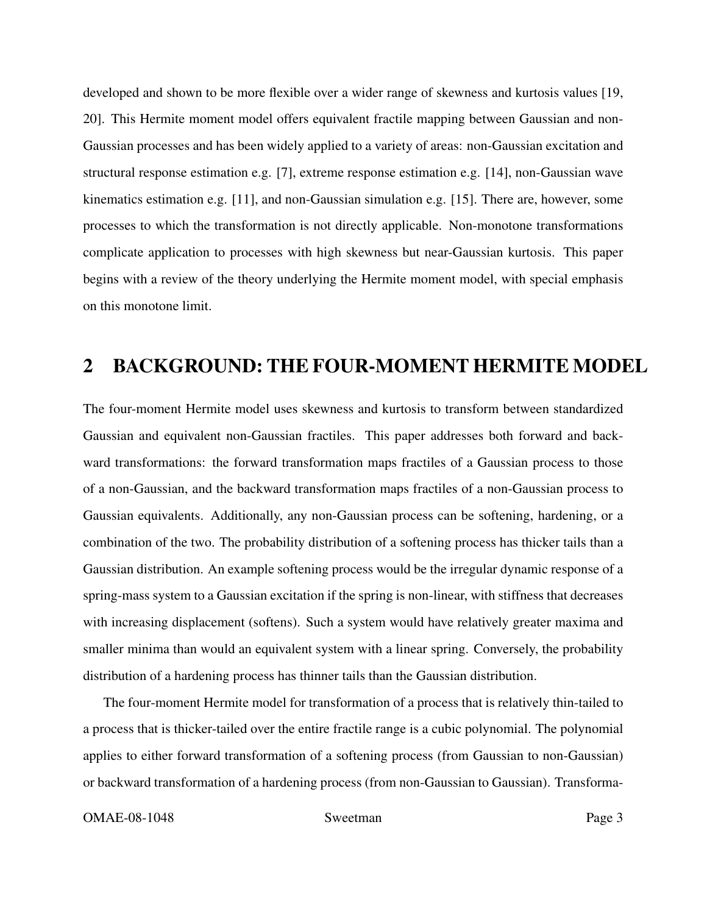developed and shown to be more flexible over a wider range of skewness and kurtosis values [19, 20]. This Hermite moment model offers equivalent fractile mapping between Gaussian and non-Gaussian processes and has been widely applied to a variety of areas: non-Gaussian excitation and structural response estimation e.g. [7], extreme response estimation e.g. [14], non-Gaussian wave kinematics estimation e.g. [11], and non-Gaussian simulation e.g. [15]. There are, however, some processes to which the transformation is not directly applicable. Non-monotone transformations complicate application to processes with high skewness but near-Gaussian kurtosis. This paper begins with a review of the theory underlying the Hermite moment model, with special emphasis on this monotone limit.

## 2 BACKGROUND: THE FOUR-MOMENT HERMITE MODEL

The four-moment Hermite model uses skewness and kurtosis to transform between standardized Gaussian and equivalent non-Gaussian fractiles. This paper addresses both forward and backward transformations: the forward transformation maps fractiles of a Gaussian process to those of a non-Gaussian, and the backward transformation maps fractiles of a non-Gaussian process to Gaussian equivalents. Additionally, any non-Gaussian process can be softening, hardening, or a combination of the two. The probability distribution of a softening process has thicker tails than a Gaussian distribution. An example softening process would be the irregular dynamic response of a spring-mass system to a Gaussian excitation if the spring is non-linear, with stiffness that decreases with increasing displacement (softens). Such a system would have relatively greater maxima and smaller minima than would an equivalent system with a linear spring. Conversely, the probability distribution of a hardening process has thinner tails than the Gaussian distribution.

The four-moment Hermite model for transformation of a process that is relatively thin-tailed to a process that is thicker-tailed over the entire fractile range is a cubic polynomial. The polynomial applies to either forward transformation of a softening process (from Gaussian to non-Gaussian) or backward transformation of a hardening process (from non-Gaussian to Gaussian). Transforma-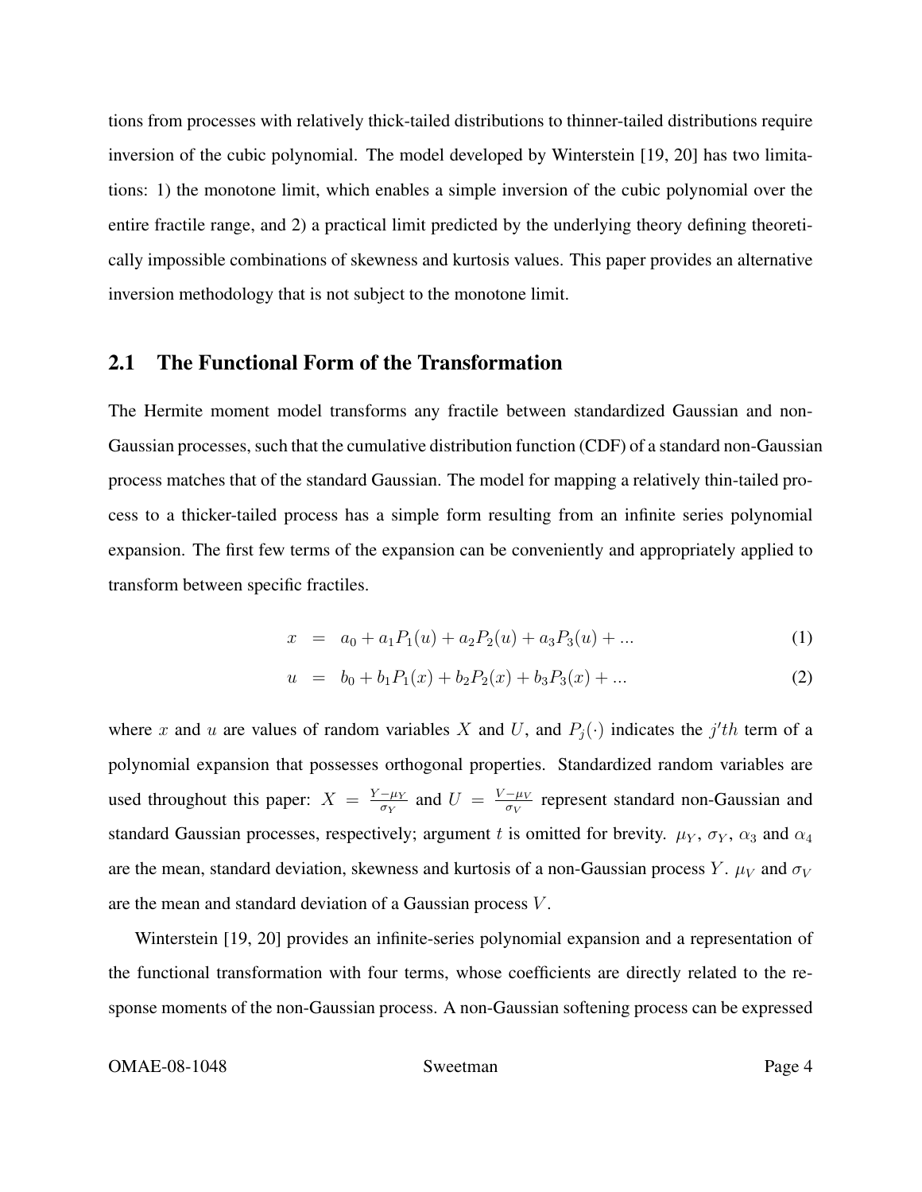tions from processes with relatively thick-tailed distributions to thinner-tailed distributions require inversion of the cubic polynomial. The model developed by Winterstein [19, 20] has two limitations: 1) the monotone limit, which enables a simple inversion of the cubic polynomial over the entire fractile range, and 2) a practical limit predicted by the underlying theory defining theoretically impossible combinations of skewness and kurtosis values. This paper provides an alternative inversion methodology that is not subject to the monotone limit.

## 2.1 The Functional Form of the Transformation

The Hermite moment model transforms any fractile between standardized Gaussian and non-Gaussian processes, such that the cumulative distribution function (CDF) of a standard non-Gaussian process matches that of the standard Gaussian. The model for mapping a relatively thin-tailed process to a thicker-tailed process has a simple form resulting from an infinite series polynomial expansion. The first few terms of the expansion can be conveniently and appropriately applied to transform between specific fractiles.

$$x = a_0 + a_1 P_1(u) + a_2 P_2(u) + a_3 P_3(u) + ... \tag{1}$$

$$u = b_0 + b_1 P_1(x) + b_2 P_2(x) + b_3 P_3(x) + ... \tag{2}$$

where $x$ and $u$ are values of random variables $X$ and $U$, and $P_j(\cdot)$ indicates the $j'th$ term of a polynomial expansion that possesses orthogonal properties. Standardized random variables are used throughout this paper: $X = \frac{Y - \mu_Y}{\sigma_Y}$ and $U = \frac{V - \mu_V}{\sigma_V}$ represent standard non-Gaussian and standard Gaussian processes, respectively; argument $t$ is omitted for brevity. $\mu_Y$, $\sigma_Y$, $\alpha_3$ and $\alpha_4$ are the mean, standard deviation, skewness and kurtosis of a non-Gaussian process $Y$. $\mu_V$ and $\sigma_V$ are the mean and standard deviation of a Gaussian process $V$.

Winterstein [19, 20] provides an infinite-series polynomial expansion and a representation of the functional transformation with four terms, whose coefficients are directly related to the response moments of the non-Gaussian process. A non-Gaussian softening process can be expressed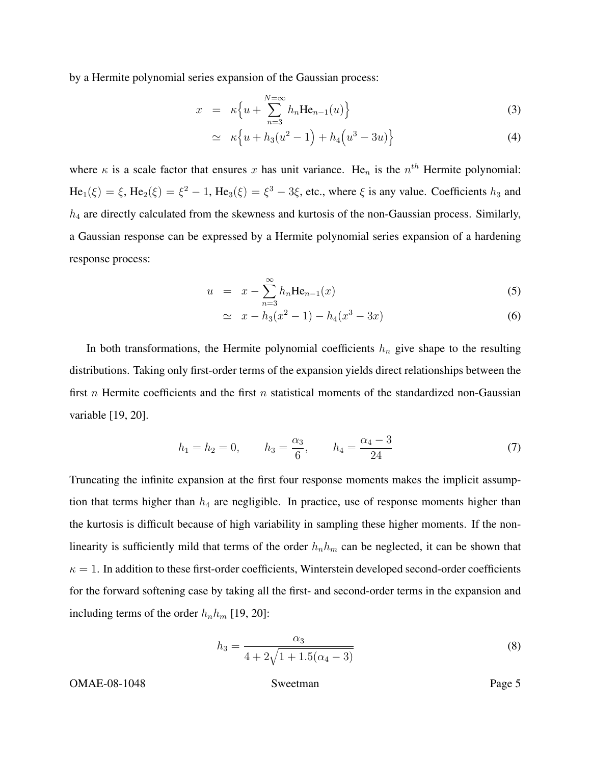by a Hermite polynomial series expansion of the Gaussian process:

$$
\begin{aligned}
x &= \kappa\Big\{u + \sum_{n=3}^{N=\infty} h_n \mathrm{He}_{n-1}(u)\Big\} &\quad (3)\\
&\simeq \kappa\Big\{u + h_3\big(u^2 - 1\big) + h_4\Big(u^3 - 3u\Big)\Big\} &\quad (4)
\end{aligned}
$$

where $\kappa$ is a scale factor that ensures $x$ has unit variance. $\mathrm{He}_n$ is the $n^{th}$ Hermite polynomial: $\mathrm{He}_1(\xi) = \xi$, $\mathrm{He}_2(\xi) = \xi^2 - 1$, $\mathrm{He}_3(\xi) = \xi^3 - 3\xi$, etc., where $\xi$ is any value. Coefficients $h_3$ and $h_4$ are directly calculated from the skewness and kurtosis of the non-Gaussian process. Similarly, a Gaussian response can be expressed by a Hermite polynomial series expansion of a hardening response process:

$$
\begin{aligned}
u &= x - \sum_{n=3}^{\infty} h_n \mathrm{He}_{n-1}(x) &\quad (5)\\
&\simeq x - h_3(x^2 - 1) - h_4(x^3 - 3x) &\quad (6)
\end{aligned}
$$

In both transformations, the Hermite polynomial coefficients $h_n$ give shape to the resulting distributions. Taking only first-order terms of the expansion yields direct relationships between the first $n$ Hermite coefficients and the first $n$ statistical moments of the standardized non-Gaussian variable [19, 20].

$$
h_1 = h_2 = 0, \qquad h_3 = \frac{\alpha_3}{6}, \qquad h_4 = \frac{\alpha_4 - 3}{24} \tag{7}
$$

Truncating the infinite expansion at the first four response moments makes the implicit assumption that terms higher than $h_4$ are negligible. In practice, use of response moments higher than the kurtosis is difficult because of high variability in sampling these higher moments. If the non-linearity is sufficiently mild that terms of the order $h_n h_m$ can be neglected, it can be shown that $\kappa = 1$. In addition to these first-order coefficients, Winterstein developed second-order coefficients for the forward softening case by taking all the first- and second-order terms in the expansion and including terms of the order $h_n h_m$ [19, 20]:

$$
h_3 = \frac{\alpha_3}{4 + 2\sqrt{1 + 1.5(\alpha_4 - 3)}} \tag{8}
$$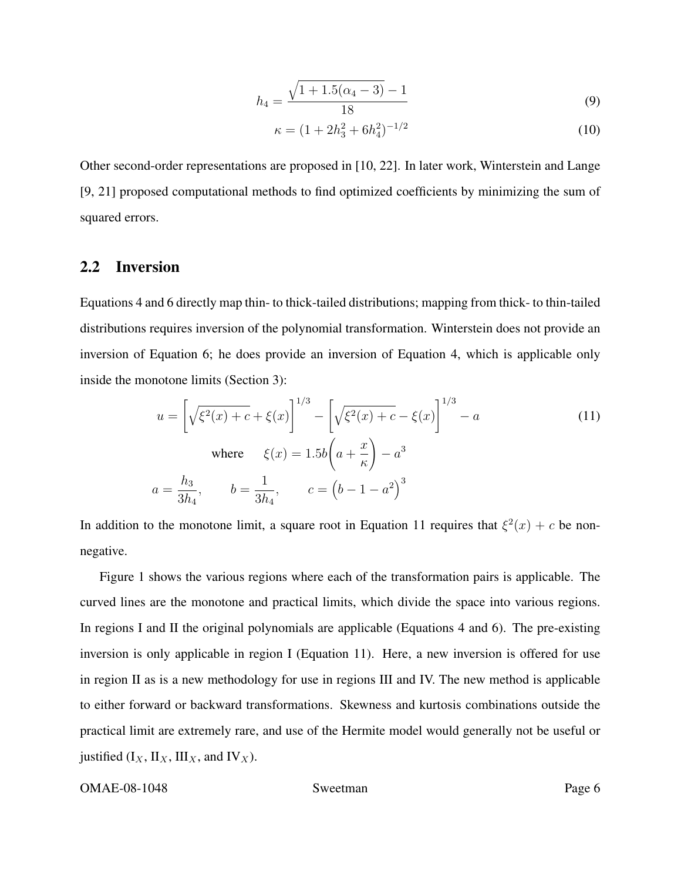$$h_4 = \frac{\sqrt{1 + 1.5(\alpha_4 - 3)} - 1}{18} \tag{9}$$

$$\kappa = (1 + 2h_3^2 + 6h_4^2)^{-1/2} \tag{10}$$

Other second-order representations are proposed in [10, 22]. In later work, Winterstein and Lange [9, 21] proposed computational methods to find optimized coefficients by minimizing the sum of squared errors.

## 2.2 Inversion

Equations 4 and 6 directly map thin- to thick-tailed distributions; mapping from thick- to thin-tailed distributions requires inversion of the polynomial transformation. Winterstein does not provide an inversion of Equation 6; he does provide an inversion of Equation 4, which is applicable only inside the monotone limits (Section 3):

$$u = \left[\sqrt{\xi^2(x) + c} + \xi(x)\right]^{1/3} - \left[\sqrt{\xi^2(x) + c} - \xi(x)\right]^{1/3} - a \tag{11}$$

$$\text{where} \qquad \xi(x) = 1.5b\left(a + \frac{x}{\kappa}\right) - a^3$$

$$a = \frac{h_3}{3h_4}, \qquad b = \frac{1}{3h_4}, \qquad c = \left(b - 1 - a^2\right)^3$$

In addition to the monotone limit, a square root in Equation 11 requires that $\xi^2(x) + c$ be non-negative.

Figure 1 shows the various regions where each of the transformation pairs is applicable. The curved lines are the monotone and practical limits, which divide the space into various regions. In regions I and II the original polynomials are applicable (Equations 4 and 6). The pre-existing inversion is only applicable in region I (Equation 11). Here, a new inversion is offered for use in region II as is a new methodology for use in regions III and IV. The new method is applicable to either forward or backward transformations. Skewness and kurtosis combinations outside the practical limit are extremely rare, and use of the Hermite model would generally not be useful or justified ($\text{I}_X$, $\text{II}_X$, $\text{III}_X$, and $\text{IV}_X$).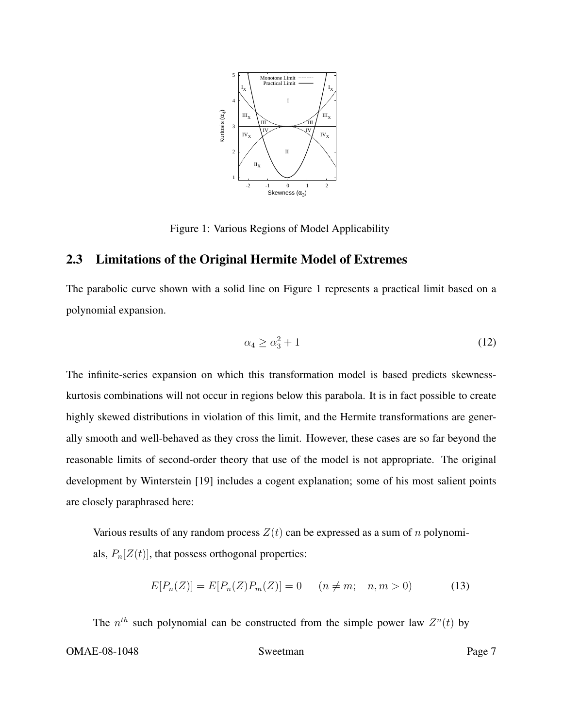Figure 1: Various Regions of Model Applicability

## 2.3 Limitations of the Original Hermite Model of Extremes

The parabolic curve shown with a solid line on Figure 1 represents a practical limit based on a polynomial expansion.

$$\alpha_4 \geq \alpha_3^2 + 1 \tag{12}$$

The infinite-series expansion on which this transformation model is based predicts skewness-kurtosis combinations will not occur in regions below this parabola. It is in fact possible to create highly skewed distributions in violation of this limit, and the Hermite transformations are generally smooth and well-behaved as they cross the limit. However, these cases are so far beyond the reasonable limits of second-order theory that use of the model is not appropriate. The original development by Winterstein [19] includes a cogent explanation; some of his most salient points are closely paraphrased here:

> Various results of any random process $Z(t)$ can be expressed as a sum of $n$ polynomials, $P_n[Z(t)]$, that possess orthogonal properties:
>
> $$E[P_n(Z)] = E[P_n(Z)P_m(Z)] = 0 \quad (n \neq m; \quad n, m > 0) \tag{13}$$
>
> The $n^{th}$ such polynomial can be constructed from the simple power law $Z^n(t)$ by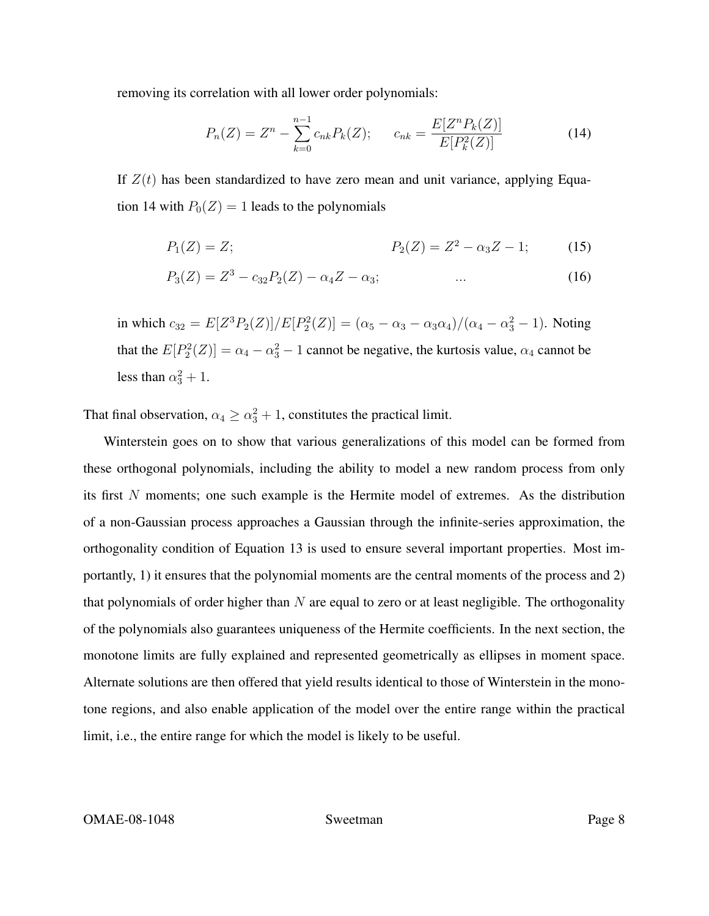removing its correlation with all lower order polynomials:

$$P_n(Z) = Z^n - \sum_{k=0}^{n-1} c_{nk} P_k(Z); \qquad c_{nk} = \frac{E[Z^n P_k(Z)]}{E[P_k^2(Z)]} \tag{14}$$

If $Z(t)$ has been standardized to have zero mean and unit variance, applying Equation 14 with $P_0(Z) = 1$ leads to the polynomials

$$P_1(Z) = Z; \qquad\qquad P_2(Z) = Z^2 - \alpha_3 Z - 1; \tag{15}$$

$$P_3(Z) = Z^3 - c_{32} P_2(Z) - \alpha_4 Z - \alpha_3; \qquad\qquad \ldots \tag{16}$$

in which $c_{32} = E[Z^3 P_2(Z)]/E[P_2^2(Z)] = (\alpha_5 - \alpha_3 - \alpha_3\alpha_4)/(\alpha_4 - \alpha_3^2 - 1)$. Noting that the $E[P_2^2(Z)] = \alpha_4 - \alpha_3^2 - 1$ cannot be negative, the kurtosis value, $\alpha_4$ cannot be less than $\alpha_3^2 + 1$.

That final observation, $\alpha_4 \geq \alpha_3^2 + 1$, constitutes the practical limit.

Winterstein goes on to show that various generalizations of this model can be formed from these orthogonal polynomials, including the ability to model a new random process from only its first $N$ moments; one such example is the Hermite model of extremes. As the distribution of a non-Gaussian process approaches a Gaussian through the infinite-series approximation, the orthogonality condition of Equation 13 is used to ensure several important properties. Most importantly, 1) it ensures that the polynomial moments are the central moments of the process and 2) that polynomials of order higher than $N$ are equal to zero or at least negligible. The orthogonality of the polynomials also guarantees uniqueness of the Hermite coefficients. In the next section, the monotone limits are fully explained and represented geometrically as ellipses in moment space. Alternate solutions are then offered that yield results identical to those of Winterstein in the monotone regions, and also enable application of the model over the entire range within the practical limit, i.e., the entire range for which the model is likely to be useful.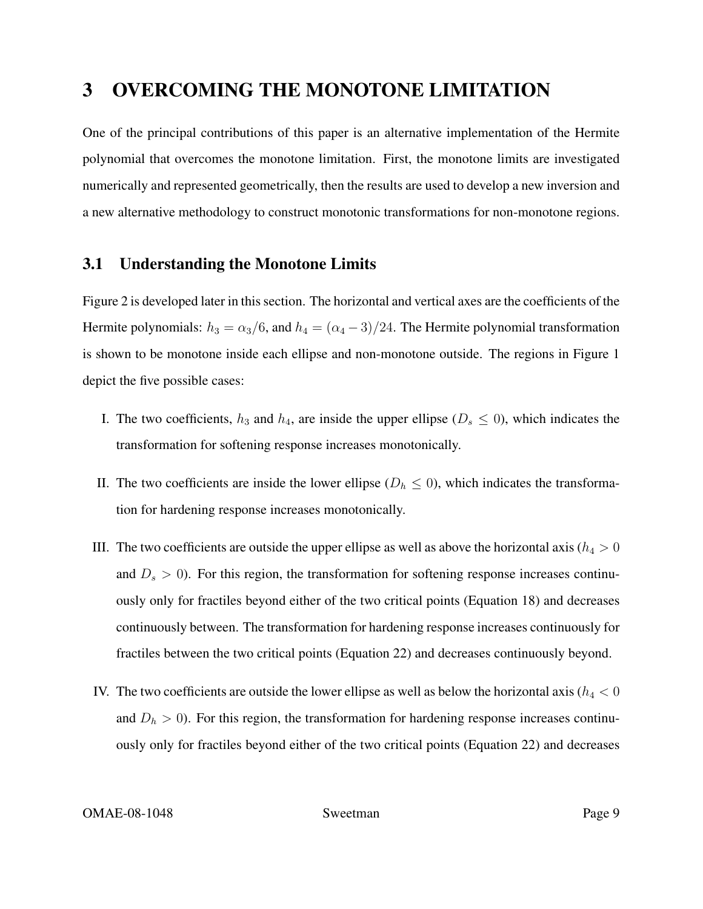# 3 OVERCOMING THE MONOTONE LIMITATION

One of the principal contributions of this paper is an alternative implementation of the Hermite polynomial that overcomes the monotone limitation. First, the monotone limits are investigated numerically and represented geometrically, then the results are used to develop a new inversion and a new alternative methodology to construct monotonic transformations for non-monotone regions.

## 3.1 Understanding the Monotone Limits

Figure 2 is developed later in this section. The horizontal and vertical axes are the coefficients of the Hermite polynomials: $h_3 = \alpha_3/6$, and $h_4 = (\alpha_4 - 3)/24$. The Hermite polynomial transformation is shown to be monotone inside each ellipse and non-monotone outside. The regions in Figure 1 depict the five possible cases:

I. The two coefficients, $h_3$ and $h_4$, are inside the upper ellipse ($D_s \leq 0$), which indicates the transformation for softening response increases monotonically.

II. The two coefficients are inside the lower ellipse ($D_h \leq 0$), which indicates the transformation for hardening response increases monotonically.

III. The two coefficients are outside the upper ellipse as well as above the horizontal axis ($h_4 > 0$ and $D_s > 0$). For this region, the transformation for softening response increases continuously only for fractiles beyond either of the two critical points (Equation 18) and decreases continuously between. The transformation for hardening response increases continuously for fractiles between the two critical points (Equation 22) and decreases continuously beyond.

IV. The two coefficients are outside the lower ellipse as well as below the horizontal axis ($h_4 < 0$ and $D_h > 0$). For this region, the transformation for hardening response increases continuously only for fractiles beyond either of the two critical points (Equation 22) and decreases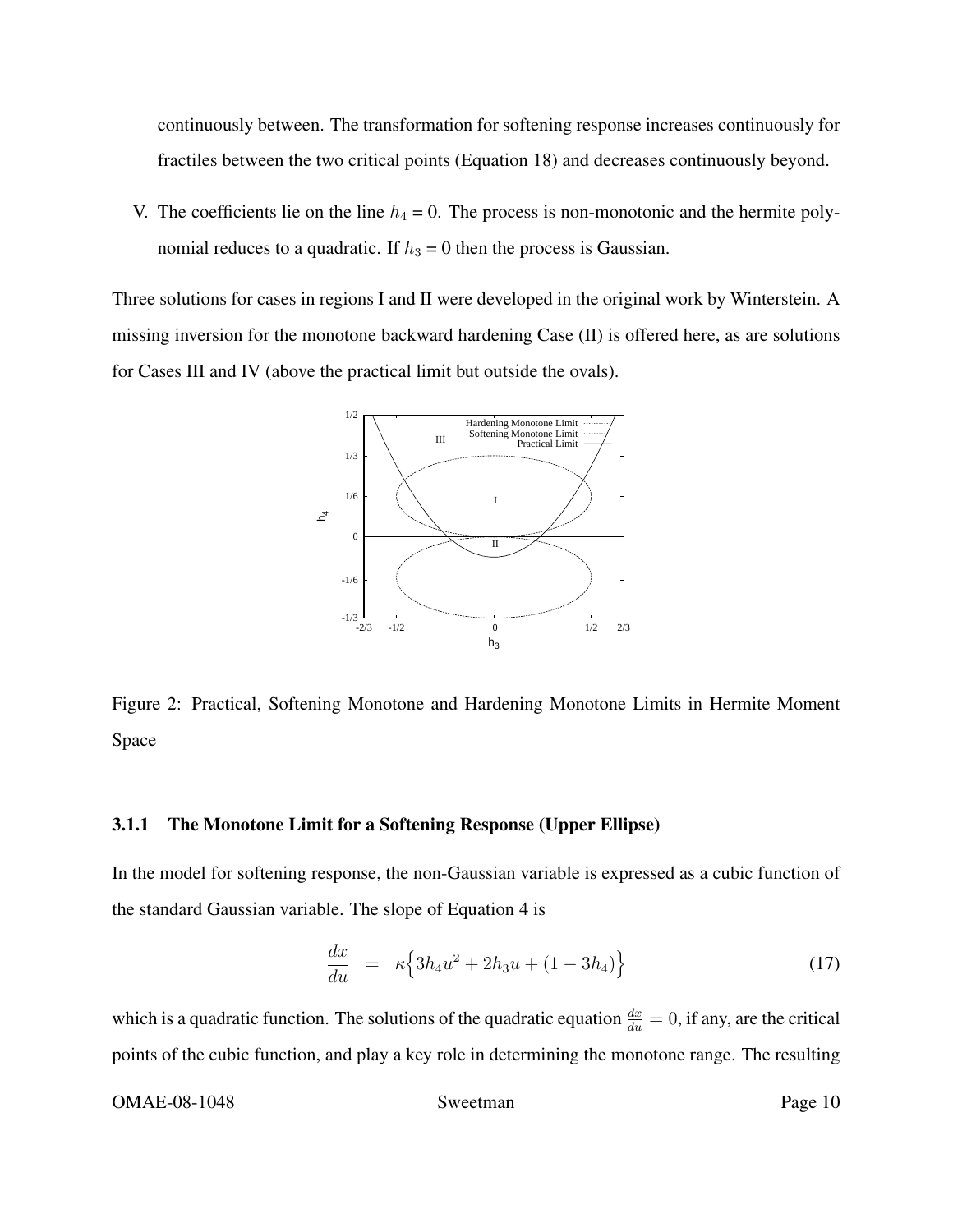continuously between. The transformation for softening response increases continuously for fractiles between the two critical points (Equation 18) and decreases continuously beyond.

V. The coefficients lie on the line $h_4 = 0$. The process is non-monotonic and the hermite polynomial reduces to a quadratic. If $h_3 = 0$ then the process is Gaussian.

Three solutions for cases in regions I and II were developed in the original work by Winterstein. A missing inversion for the monotone backward hardening Case (II) is offered here, as are solutions for Cases III and IV (above the practical limit but outside the ovals).

Figure 2: Practical, Softening Monotone and Hardening Monotone Limits in Hermite Moment Space

### 3.1.1 The Monotone Limit for a Softening Response (Upper Ellipse)

In the model for softening response, the non-Gaussian variable is expressed as a cubic function of the standard Gaussian variable. The slope of Equation 4 is

$$\frac{dx}{du} = \kappa\Big\{3h_4u^2 + 2h_3u + (1 - 3h_4)\Big\} \tag{17}$$

which is a quadratic function. The solutions of the quadratic equation $\frac{dx}{du} = 0$, if any, are the critical points of the cubic function, and play a key role in determining the monotone range. The resulting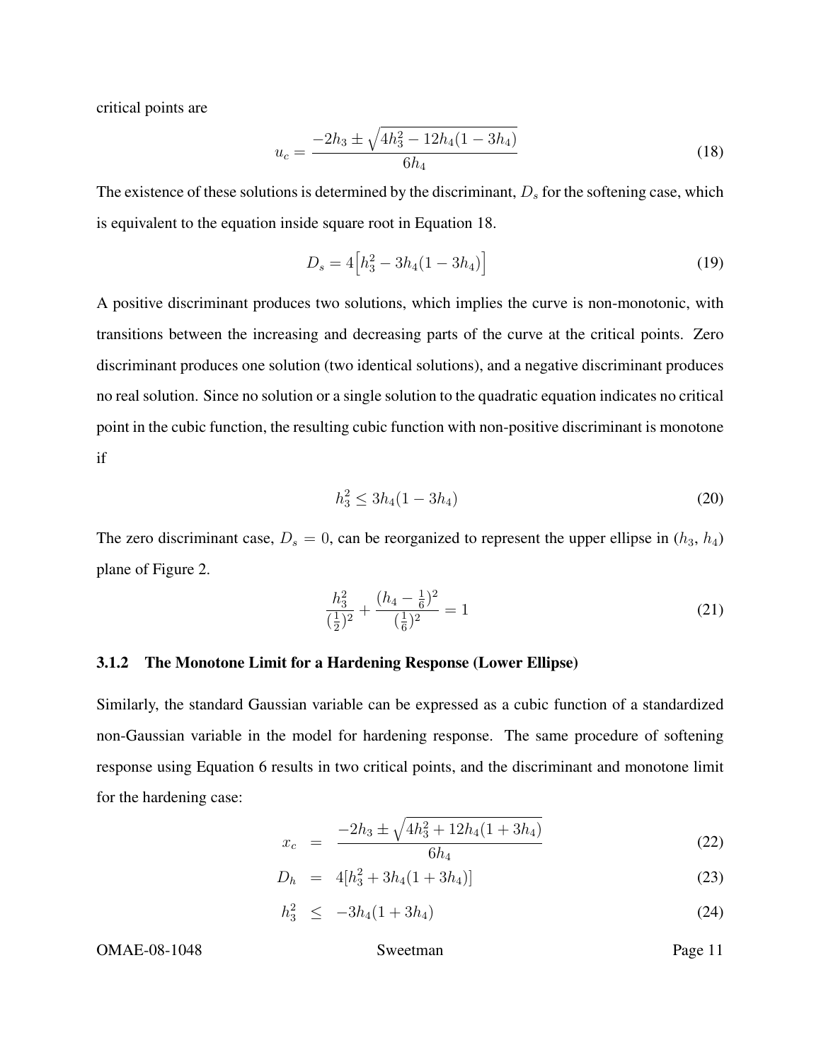critical points are

$$u_c = \frac{-2h_3 \pm \sqrt{4h_3^2 - 12h_4(1 - 3h_4)}}{6h_4} \tag{18}$$

The existence of these solutions is determined by the discriminant, $D_s$ for the softening case, which is equivalent to the equation inside square root in Equation 18.

$$D_s = 4\Big[h_3^2 - 3h_4(1 - 3h_4)\Big] \tag{19}$$

A positive discriminant produces two solutions, which implies the curve is non-monotonic, with transitions between the increasing and decreasing parts of the curve at the critical points. Zero discriminant produces one solution (two identical solutions), and a negative discriminant produces no real solution. Since no solution or a single solution to the quadratic equation indicates no critical point in the cubic function, the resulting cubic function with non-positive discriminant is monotone if

$$h_3^2 \leq 3h_4(1 - 3h_4) \tag{20}$$

The zero discriminant case, $D_s = 0$, can be reorganized to represent the upper ellipse in ($h_3$, $h_4$) plane of Figure 2.

$$\frac{h_3^2}{(\frac{1}{2})^2} + \frac{(h_4 - \frac{1}{6})^2}{(\frac{1}{6})^2} = 1 \tag{21}$$

#### 3.1.2 The Monotone Limit for a Hardening Response (Lower Ellipse)

Similarly, the standard Gaussian variable can be expressed as a cubic function of a standardized non-Gaussian variable in the model for hardening response. The same procedure of softening response using Equation 6 results in two critical points, and the discriminant and monotone limit for the hardening case:

$$x_c = \frac{-2h_3 \pm \sqrt{4h_3^2 + 12h_4(1 + 3h_4)}}{6h_4} \tag{22}$$

$$D_h = 4[h_3^2 + 3h_4(1 + 3h_4)] \tag{23}$$

$$h_3^2 \leq -3h_4(1 + 3h_4) \tag{24}$$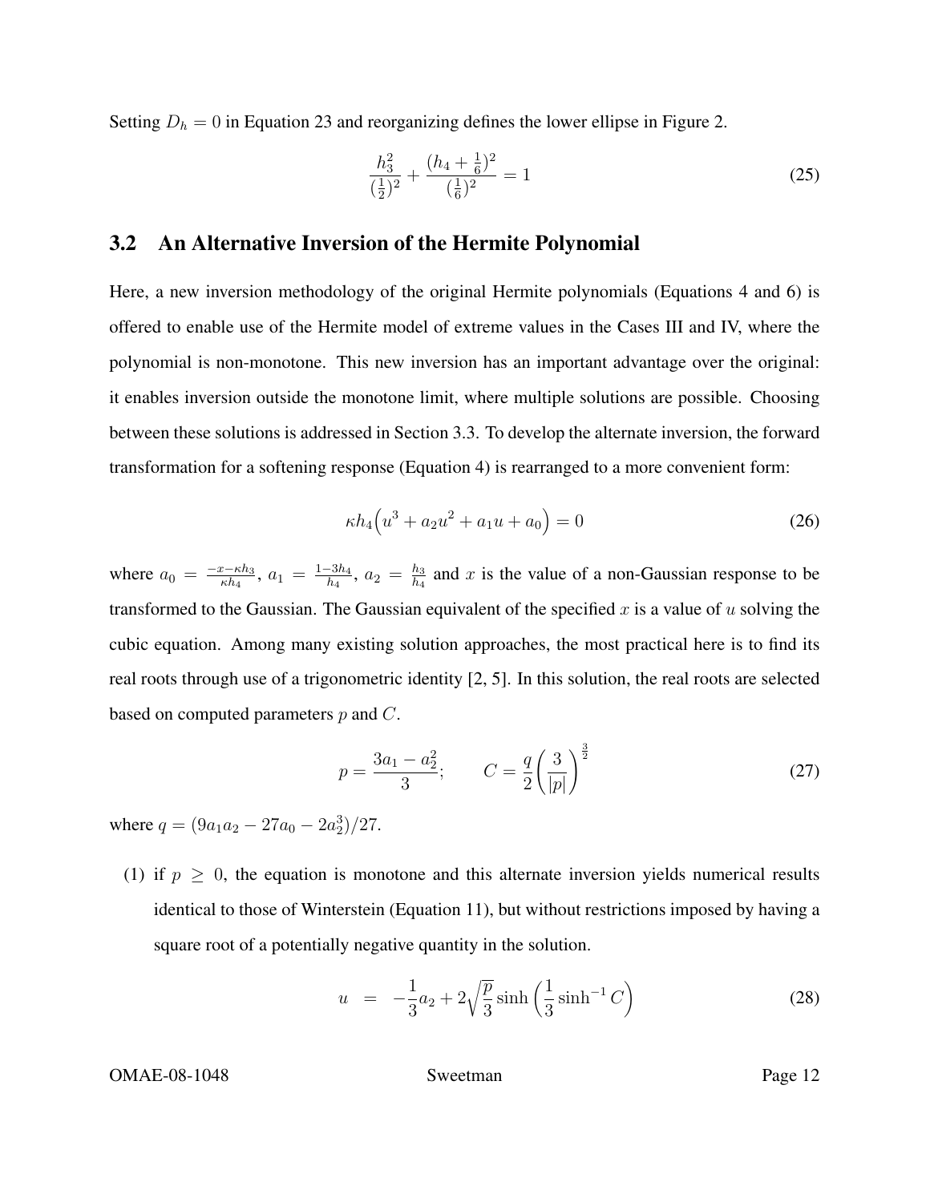Setting $D_h = 0$ in Equation 23 and reorganizing defines the lower ellipse in Figure 2.

$$\frac{h_3^2}{(\frac{1}{2})^2} + \frac{(h_4 + \frac{1}{6})^2}{(\frac{1}{6})^2} = 1 \tag{25}$$

## 3.2 An Alternative Inversion of the Hermite Polynomial

Here, a new inversion methodology of the original Hermite polynomials (Equations 4 and 6) is offered to enable use of the Hermite model of extreme values in the Cases III and IV, where the polynomial is non-monotone. This new inversion has an important advantage over the original: it enables inversion outside the monotone limit, where multiple solutions are possible. Choosing between these solutions is addressed in Section 3.3. To develop the alternate inversion, the forward transformation for a softening response (Equation 4) is rearranged to a more convenient form:

$$\kappa h_4 \Big( u^3 + a_2 u^2 + a_1 u + a_0 \Big) = 0 \tag{26}$$

where $a_0 = \frac{-x - \kappa h_3}{\kappa h_4}$, $a_1 = \frac{1 - 3h_4}{h_4}$, $a_2 = \frac{h_3}{h_4}$ and $x$ is the value of a non-Gaussian response to be transformed to the Gaussian. The Gaussian equivalent of the specified $x$ is a value of $u$ solving the cubic equation. Among many existing solution approaches, the most practical here is to find its real roots through use of a trigonometric identity [2, 5]. In this solution, the real roots are selected based on computed parameters $p$ and $C$.

$$p = \frac{3a_1 - a_2^2}{3}; \qquad C = \frac{q}{2}\bigg(\frac{3}{|p|}\bigg)^{\frac{3}{2}} \tag{27}$$

where $q = (9a_1 a_2 - 27a_0 - 2a_2^3)/27$.

(1) if $p \geq 0$, the equation is monotone and this alternate inversion yields numerical results identical to those of Winterstein (Equation 11), but without restrictions imposed by having a square root of a potentially negative quantity in the solution.

$$u = -\frac{1}{3}a_2 + 2\sqrt{\frac{p}{3}} \sinh\left(\frac{1}{3}\sinh^{-1} C\right) \tag{28}$$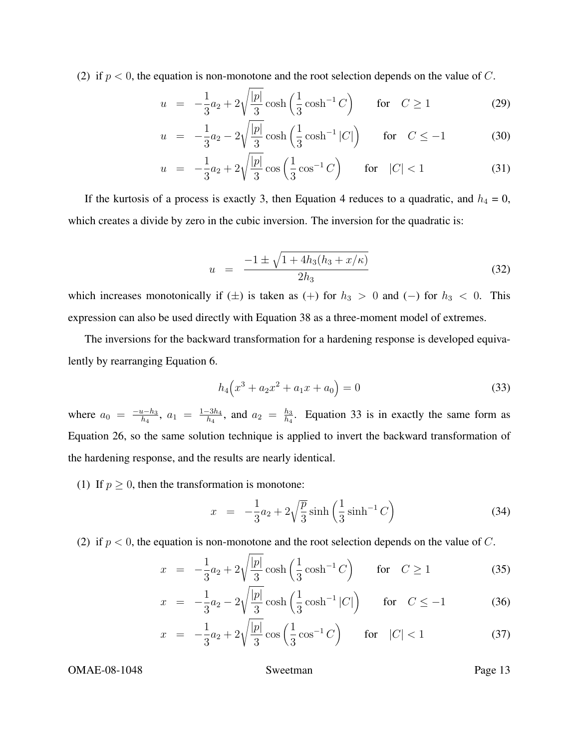(2) if $p < 0$, the equation is non-monotone and the root selection depends on the value of $C$.

$$u = -\frac{1}{3}a_2 + 2\sqrt{\frac{|p|}{3}}\cosh\left(\frac{1}{3}\cosh^{-1} C\right) \qquad \text{for} \quad C \geq 1 \tag{29}$$

$$u = -\frac{1}{3}a_2 - 2\sqrt{\frac{|p|}{3}}\cosh\left(\frac{1}{3}\cosh^{-1} |C|\right) \qquad \text{for} \quad C \leq -1 \tag{30}$$

$$u = -\frac{1}{3}a_2 + 2\sqrt{\frac{|p|}{3}}\cos\left(\frac{1}{3}\cos^{-1} C\right) \qquad \text{for} \quad |C| < 1 \tag{31}$$

If the kurtosis of a process is exactly 3, then Equation 4 reduces to a quadratic, and $h_4 = 0$, which creates a divide by zero in the cubic inversion. The inversion for the quadratic is:

$$u = \frac{-1 \pm \sqrt{1 + 4h_3(h_3 + x/\kappa)}}{2h_3} \tag{32}$$

which increases monotonically if ($\pm$) is taken as ($+$) for $h_3 > 0$ and ($-$) for $h_3 < 0$. This expression can also be used directly with Equation 38 as a three-moment model of extremes.

The inversions for the backward transformation for a hardening response is developed equivalently by rearranging Equation 6.

$$h_4\Big(x^3 + a_2 x^2 + a_1 x + a_0\Big) = 0 \tag{33}$$

where $a_0 = \frac{-u-h_3}{h_4}$, $a_1 = \frac{1-3h_4}{h_4}$, and $a_2 = \frac{h_3}{h_4}$. Equation 33 is in exactly the same form as Equation 26, so the same solution technique is applied to invert the backward transformation of the hardening response, and the results are nearly identical.

(1) If $p \geq 0$, then the transformation is monotone:

$$x = -\frac{1}{3}a_2 + 2\sqrt{\frac{p}{3}}\sinh\left(\frac{1}{3}\sinh^{-1} C\right) \tag{34}$$

(2) if $p < 0$, the equation is non-monotone and the root selection depends on the value of $C$.

$$x = -\frac{1}{3}a_2 + 2\sqrt{\frac{|p|}{3}}\cosh\left(\frac{1}{3}\cosh^{-1} C\right) \qquad \text{for} \quad C \geq 1 \tag{35}$$

$$x = -\frac{1}{3}a_2 - 2\sqrt{\frac{|p|}{3}}\cosh\left(\frac{1}{3}\cosh^{-1} |C|\right) \qquad \text{for} \quad C \leq -1 \tag{36}$$

$$x = -\frac{1}{3}a_2 + 2\sqrt{\frac{|p|}{3}}\cos\left(\frac{1}{3}\cos^{-1} C\right) \qquad \text{for} \quad |C| < 1 \tag{37}$$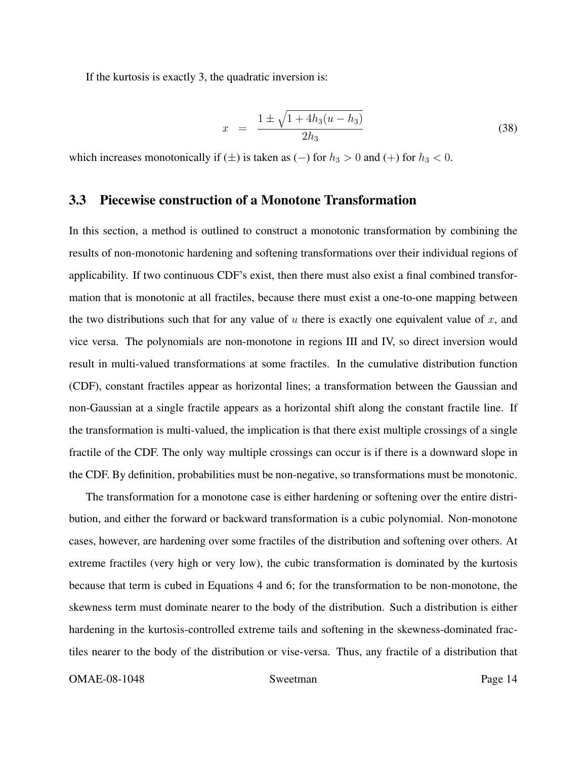If the kurtosis is exactly 3, the quadratic inversion is:

$$x = \frac{1 \pm \sqrt{1 + 4h_3(u - h_3)}}{2h_3} \tag{38}$$

which increases monotonically if $(\pm)$ is taken as $(-)$ for $h_3 > 0$ and $(+)$ for $h_3 < 0$.

## 3.3 Piecewise construction of a Monotone Transformation

In this section, a method is outlined to construct a monotonic transformation by combining the results of non-monotonic hardening and softening transformations over their individual regions of applicability. If two continuous CDF's exist, then there must also exist a final combined transformation that is monotonic at all fractiles, because there must exist a one-to-one mapping between the two distributions such that for any value of $u$ there is exactly one equivalent value of $x$, and vice versa. The polynomials are non-monotone in regions III and IV, so direct inversion would result in multi-valued transformations at some fractiles. In the cumulative distribution function (CDF), constant fractiles appear as horizontal lines; a transformation between the Gaussian and non-Gaussian at a single fractile appears as a horizontal shift along the constant fractile line. If the transformation is multi-valued, the implication is that there exist multiple crossings of a single fractile of the CDF. The only way multiple crossings can occur is if there is a downward slope in the CDF. By definition, probabilities must be non-negative, so transformations must be monotonic.

The transformation for a monotone case is either hardening or softening over the entire distribution, and either the forward or backward transformation is a cubic polynomial. Non-monotone cases, however, are hardening over some fractiles of the distribution and softening over others. At extreme fractiles (very high or very low), the cubic transformation is dominated by the kurtosis because that term is cubed in Equations 4 and 6; for the transformation to be non-monotone, the skewness term must dominate nearer to the body of the distribution. Such a distribution is either hardening in the kurtosis-controlled extreme tails and softening in the skewness-dominated fractiles nearer to the body of the distribution or vise-versa. Thus, any fractile of a distribution that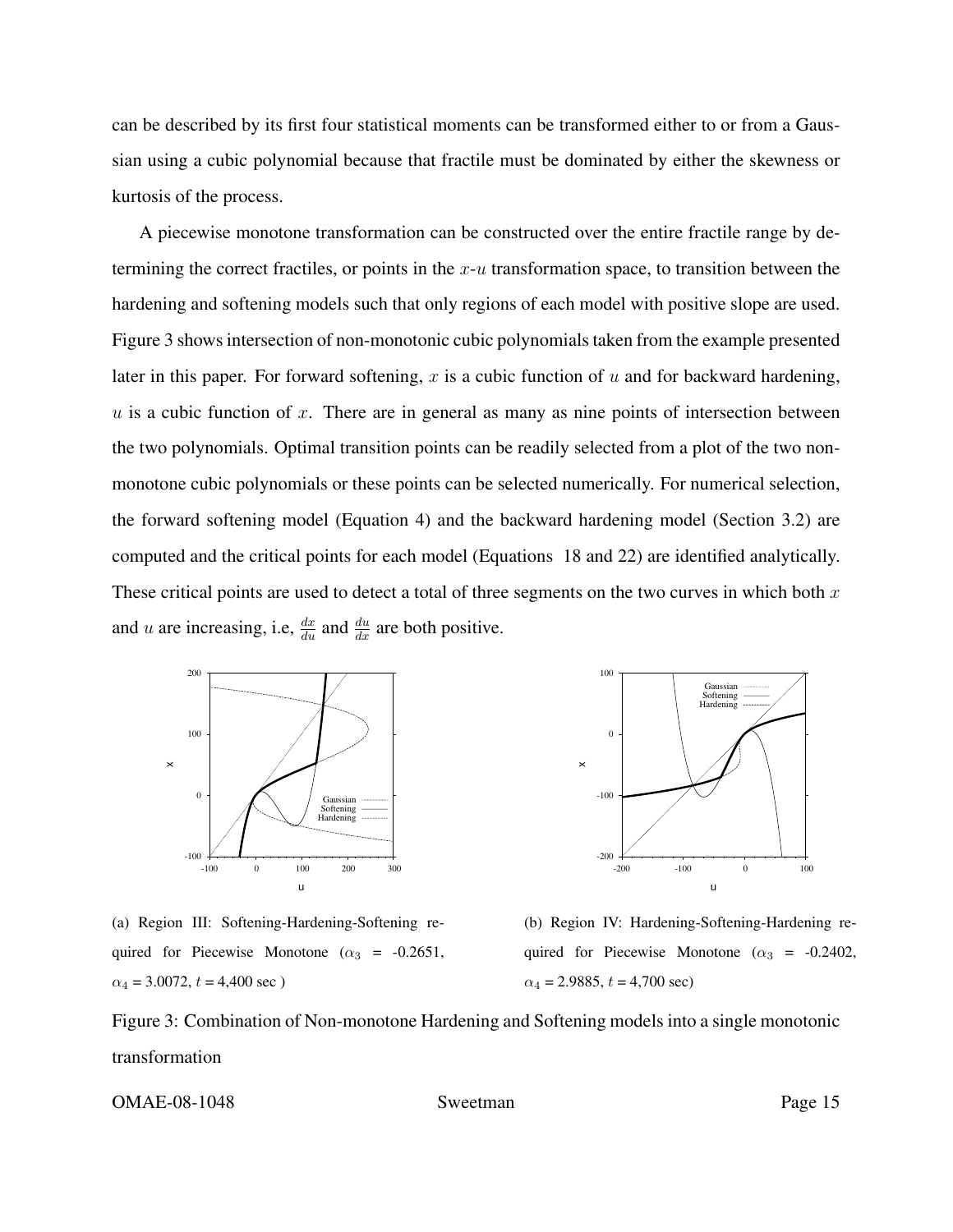can be described by its first four statistical moments can be transformed either to or from a Gaussian using a cubic polynomial because that fractile must be dominated by either the skewness or kurtosis of the process.

A piecewise monotone transformation can be constructed over the entire fractile range by determining the correct fractiles, or points in the $x$-$u$ transformation space, to transition between the hardening and softening models such that only regions of each model with positive slope are used. Figure 3 shows intersection of non-monotonic cubic polynomials taken from the example presented later in this paper. For forward softening, $x$ is a cubic function of $u$ and for backward hardening, $u$ is a cubic function of $x$. There are in general as many as nine points of intersection between the two polynomials. Optimal transition points can be readily selected from a plot of the two non-monotone cubic polynomials or these points can be selected numerically. For numerical selection, the forward softening model (Equation 4) and the backward hardening model (Section 3.2) are computed and the critical points for each model (Equations 18 and 22) are identified analytically. These critical points are used to detect a total of three segments on the two curves in which both $x$ and $u$ are increasing, i.e, $\frac{dx}{du}$ and $\frac{du}{dx}$ are both positive.

(a) Region III: Softening-Hardening-Softening required for Piecewise Monotone ($\alpha_3$ = -0.2651, $\alpha_4$ = 3.0072, $t$ = 4,400 sec )

(b) Region IV: Hardening-Softening-Hardening required for Piecewise Monotone ($\alpha_3$ = -0.2402, $\alpha_4$ = 2.9885, $t$ = 4,700 sec)

Figure 3: Combination of Non-monotone Hardening and Softening models into a single monotonic transformation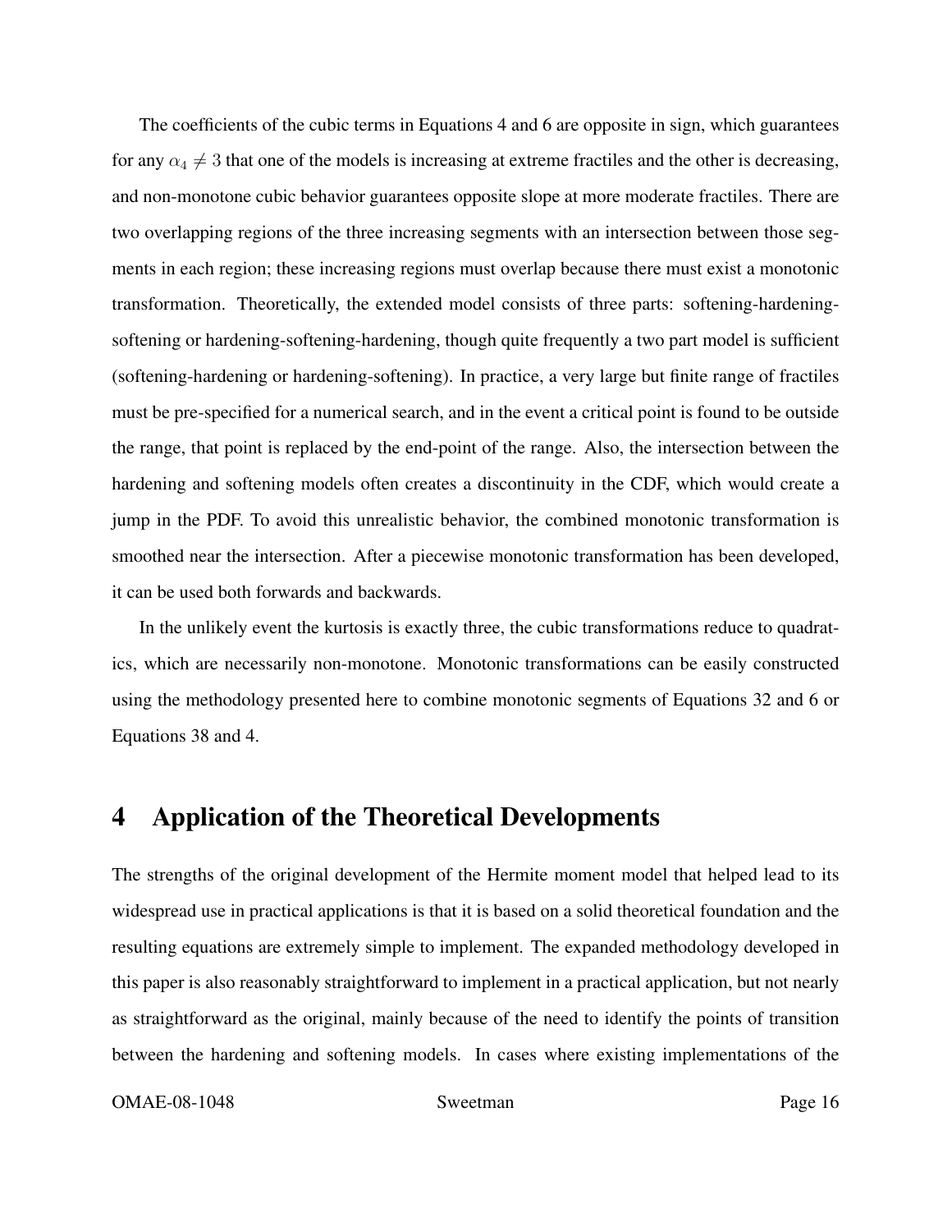The coefficients of the cubic terms in Equations 4 and 6 are opposite in sign, which guarantees for any $\alpha_4 \neq 3$ that one of the models is increasing at extreme fractiles and the other is decreasing, and non-monotone cubic behavior guarantees opposite slope at more moderate fractiles. There are two overlapping regions of the three increasing segments with an intersection between those segments in each region; these increasing regions must overlap because there must exist a monotonic transformation. Theoretically, the extended model consists of three parts: softening-hardening-softening or hardening-softening-hardening, though quite frequently a two part model is sufficient (softening-hardening or hardening-softening). In practice, a very large but finite range of fractiles must be pre-specified for a numerical search, and in the event a critical point is found to be outside the range, that point is replaced by the end-point of the range. Also, the intersection between the hardening and softening models often creates a discontinuity in the CDF, which would create a jump in the PDF. To avoid this unrealistic behavior, the combined monotonic transformation is smoothed near the intersection. After a piecewise monotonic transformation has been developed, it can be used both forwards and backwards.

In the unlikely event the kurtosis is exactly three, the cubic transformations reduce to quadratics, which are necessarily non-monotone. Monotonic transformations can be easily constructed using the methodology presented here to combine monotonic segments of Equations 32 and 6 or Equations 38 and 4.

# 4 Application of the Theoretical Developments

The strengths of the original development of the Hermite moment model that helped lead to its widespread use in practical applications is that it is based on a solid theoretical foundation and the resulting equations are extremely simple to implement. The expanded methodology developed in this paper is also reasonably straightforward to implement in a practical application, but not nearly as straightforward as the original, mainly because of the need to identify the points of transition between the hardening and softening models. In cases where existing implementations of the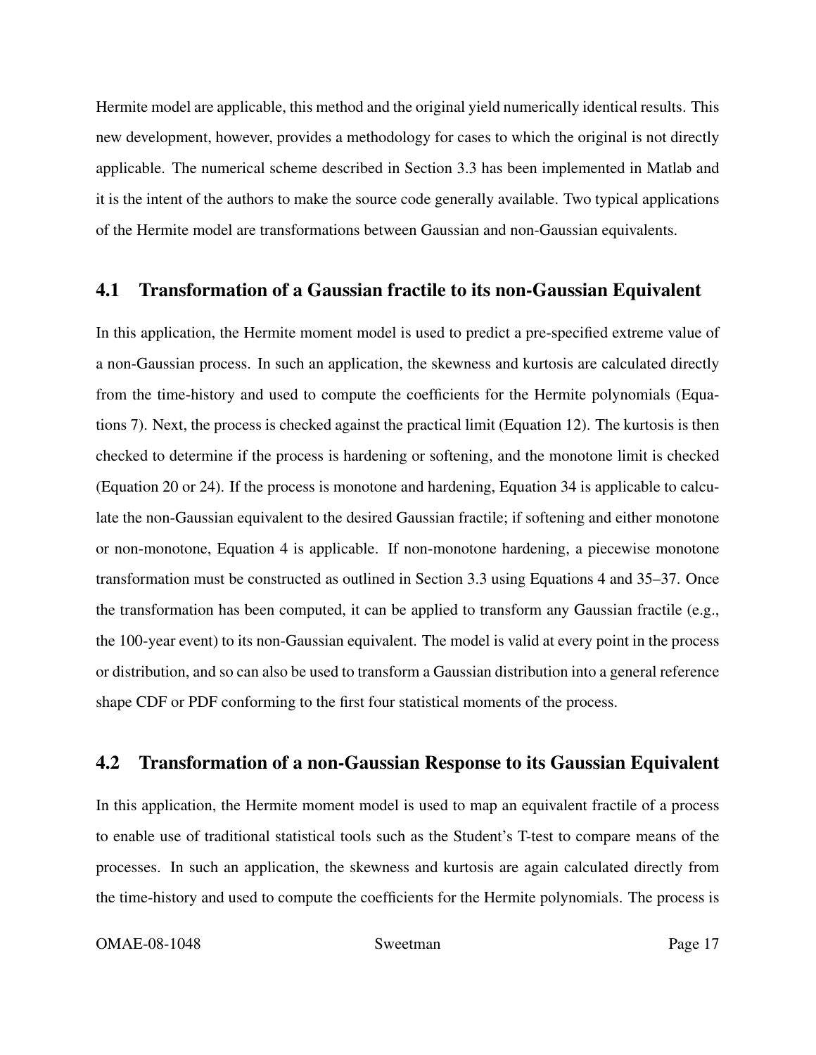Hermite model are applicable, this method and the original yield numerically identical results. This new development, however, provides a methodology for cases to which the original is not directly applicable. The numerical scheme described in Section 3.3 has been implemented in Matlab and it is the intent of the authors to make the source code generally available. Two typical applications of the Hermite model are transformations between Gaussian and non-Gaussian equivalents.

## 4.1 Transformation of a Gaussian fractile to its non-Gaussian Equivalent

In this application, the Hermite moment model is used to predict a pre-specified extreme value of a non-Gaussian process. In such an application, the skewness and kurtosis are calculated directly from the time-history and used to compute the coefficients for the Hermite polynomials (Equations 7). Next, the process is checked against the practical limit (Equation 12). The kurtosis is then checked to determine if the process is hardening or softening, and the monotone limit is checked (Equation 20 or 24). If the process is monotone and hardening, Equation 34 is applicable to calculate the non-Gaussian equivalent to the desired Gaussian fractile; if softening and either monotone or non-monotone, Equation 4 is applicable. If non-monotone hardening, a piecewise monotone transformation must be constructed as outlined in Section 3.3 using Equations 4 and 35–37. Once the transformation has been computed, it can be applied to transform any Gaussian fractile (e.g., the 100-year event) to its non-Gaussian equivalent. The model is valid at every point in the process or distribution, and so can also be used to transform a Gaussian distribution into a general reference shape CDF or PDF conforming to the first four statistical moments of the process.

## 4.2 Transformation of a non-Gaussian Response to its Gaussian Equivalent

In this application, the Hermite moment model is used to map an equivalent fractile of a process to enable use of traditional statistical tools such as the Student's T-test to compare means of the processes. In such an application, the skewness and kurtosis are again calculated directly from the time-history and used to compute the coefficients for the Hermite polynomials. The process is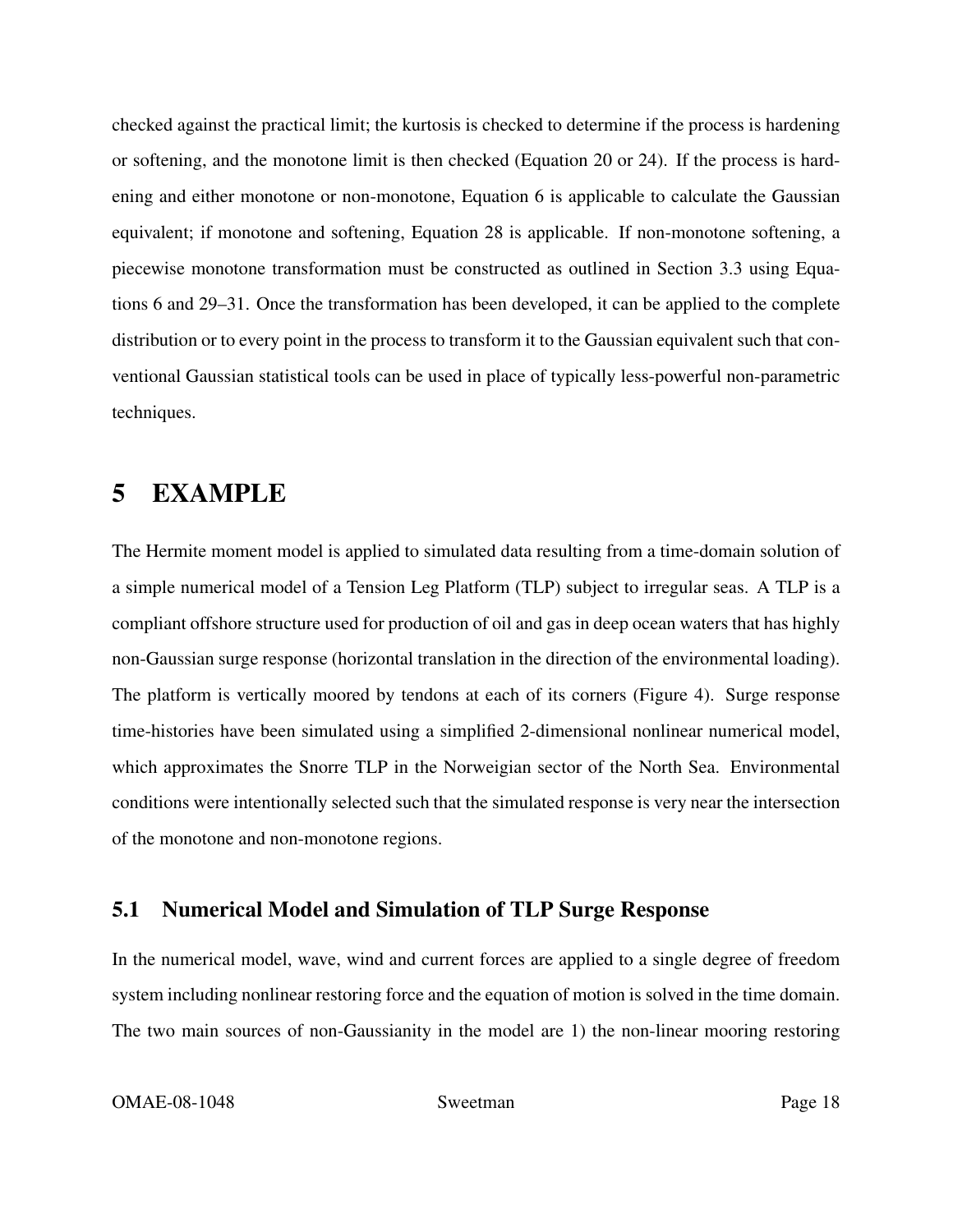checked against the practical limit; the kurtosis is checked to determine if the process is hardening or softening, and the monotone limit is then checked (Equation 20 or 24). If the process is hardening and either monotone or non-monotone, Equation 6 is applicable to calculate the Gaussian equivalent; if monotone and softening, Equation 28 is applicable. If non-monotone softening, a piecewise monotone transformation must be constructed as outlined in Section 3.3 using Equations 6 and 29–31. Once the transformation has been developed, it can be applied to the complete distribution or to every point in the process to transform it to the Gaussian equivalent such that conventional Gaussian statistical tools can be used in place of typically less-powerful non-parametric techniques.

# 5 EXAMPLE

The Hermite moment model is applied to simulated data resulting from a time-domain solution of a simple numerical model of a Tension Leg Platform (TLP) subject to irregular seas. A TLP is a compliant offshore structure used for production of oil and gas in deep ocean waters that has highly non-Gaussian surge response (horizontal translation in the direction of the environmental loading). The platform is vertically moored by tendons at each of its corners (Figure 4). Surge response time-histories have been simulated using a simplified 2-dimensional nonlinear numerical model, which approximates the Snorre TLP in the Norweigian sector of the North Sea. Environmental conditions were intentionally selected such that the simulated response is very near the intersection of the monotone and non-monotone regions.

## 5.1 Numerical Model and Simulation of TLP Surge Response

In the numerical model, wave, wind and current forces are applied to a single degree of freedom system including nonlinear restoring force and the equation of motion is solved in the time domain. The two main sources of non-Gaussianity in the model are 1) the non-linear mooring restoring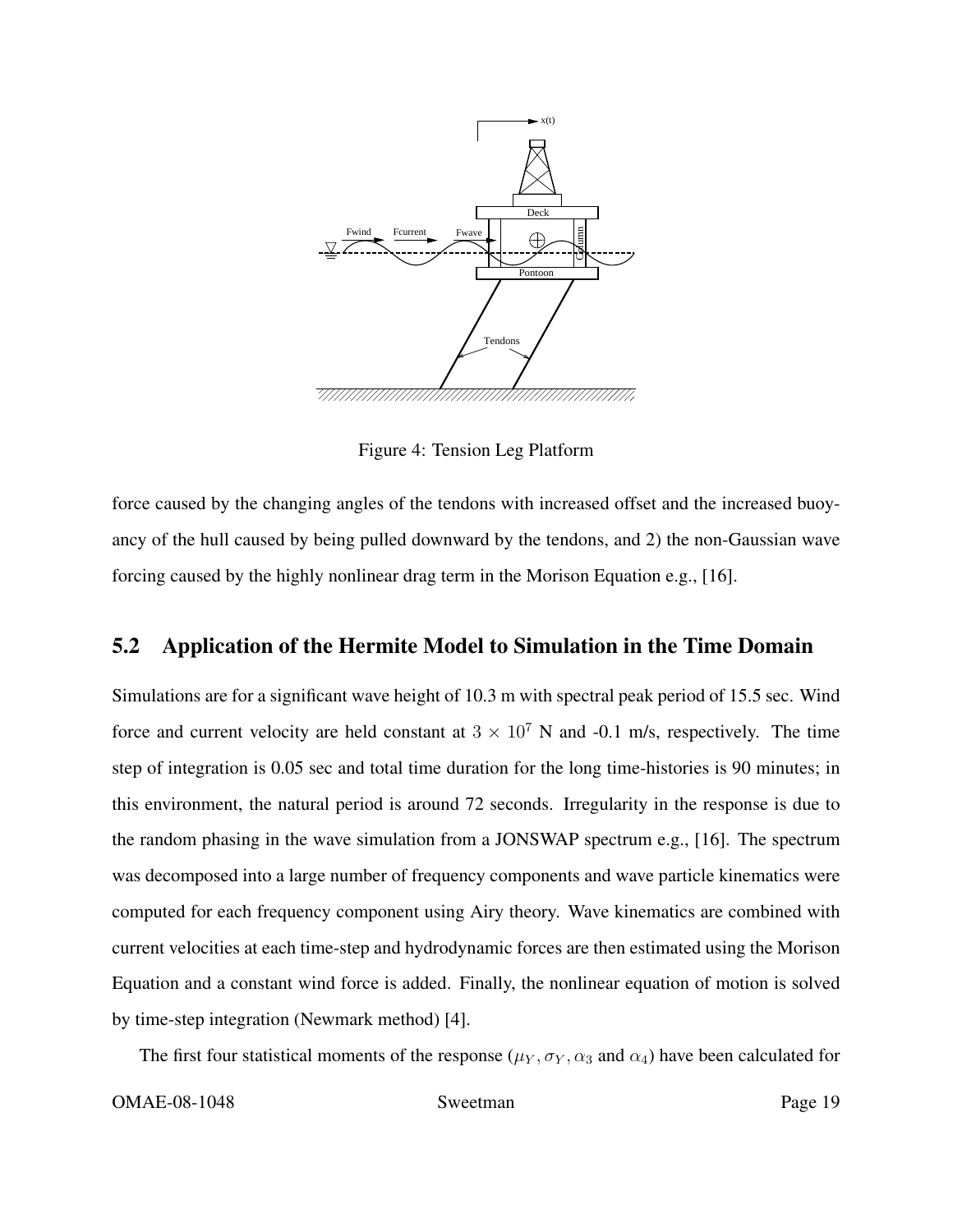Figure 4: Tension Leg Platform

force caused by the changing angles of the tendons with increased offset and the increased buoyancy of the hull caused by being pulled downward by the tendons, and 2) the non-Gaussian wave forcing caused by the highly nonlinear drag term in the Morison Equation e.g., [16].

## 5.2 Application of the Hermite Model to Simulation in the Time Domain

Simulations are for a significant wave height of 10.3 m with spectral peak period of 15.5 sec. Wind force and current velocity are held constant at $3 \times 10^7$ N and -0.1 m/s, respectively. The time step of integration is 0.05 sec and total time duration for the long time-histories is 90 minutes; in this environment, the natural period is around 72 seconds. Irregularity in the response is due to the random phasing in the wave simulation from a JONSWAP spectrum e.g., [16]. The spectrum was decomposed into a large number of frequency components and wave particle kinematics were computed for each frequency component using Airy theory. Wave kinematics are combined with current velocities at each time-step and hydrodynamic forces are then estimated using the Morison Equation and a constant wind force is added. Finally, the nonlinear equation of motion is solved by time-step integration (Newmark method) [4].

The first four statistical moments of the response ($\mu_Y, \sigma_Y, \alpha_3$ and $\alpha_4$) have been calculated for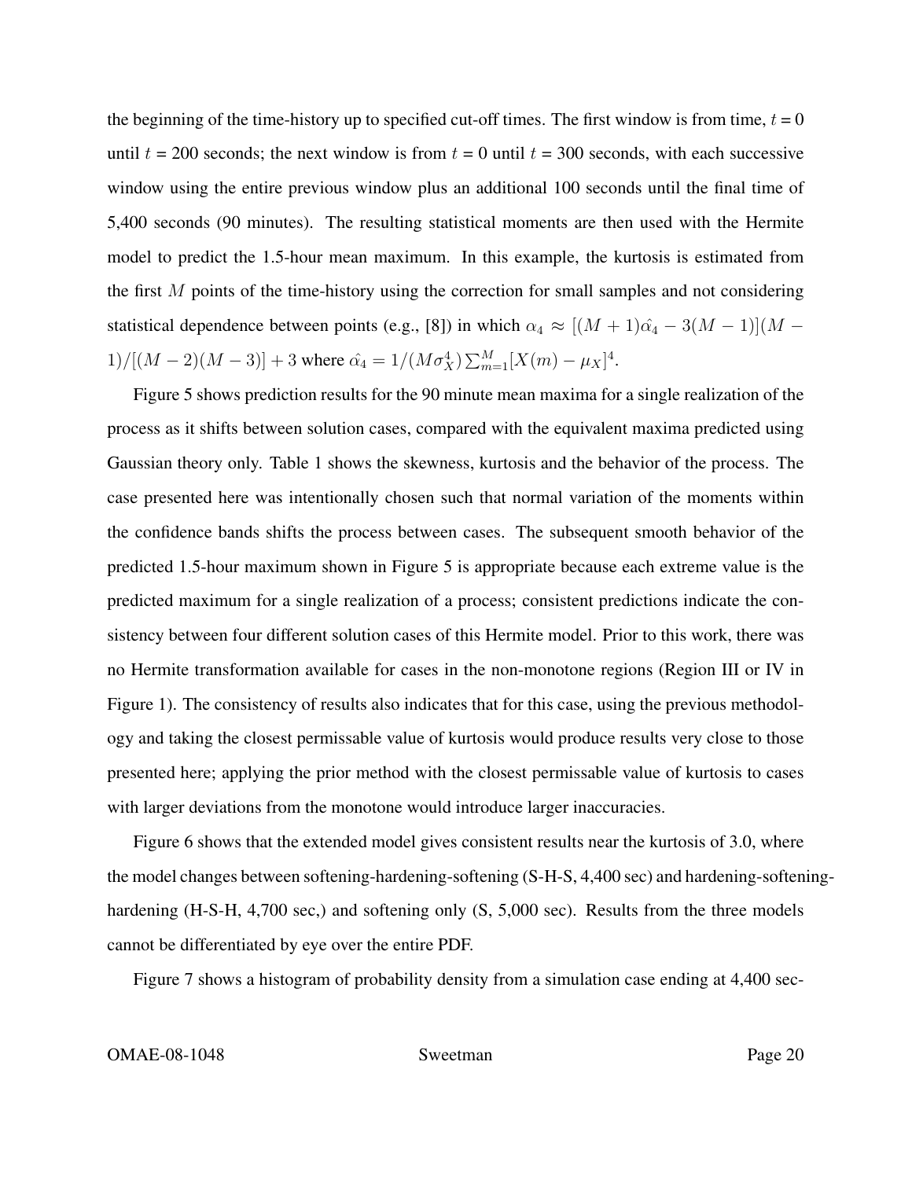the beginning of the time-history up to specified cut-off times. The first window is from time, $t = 0$ until $t = 200$ seconds; the next window is from $t = 0$ until $t = 300$ seconds, with each successive window using the entire previous window plus an additional 100 seconds until the final time of 5,400 seconds (90 minutes). The resulting statistical moments are then used with the Hermite model to predict the 1.5-hour mean maximum. In this example, the kurtosis is estimated from the first $M$ points of the time-history using the correction for small samples and not considering statistical dependence between points (e.g., [8]) in which $\alpha_4 \approx [(M+1)\hat{\alpha_4} - 3(M-1)](M-1)/[(M-2)(M-3)] + 3$ where $\hat{\alpha_4} = 1/(M\sigma_X^4)\sum_{m=1}^{M}[X(m) - \mu_X]^4$.

Figure 5 shows prediction results for the 90 minute mean maxima for a single realization of the process as it shifts between solution cases, compared with the equivalent maxima predicted using Gaussian theory only. Table 1 shows the skewness, kurtosis and the behavior of the process. The case presented here was intentionally chosen such that normal variation of the moments within the confidence bands shifts the process between cases. The subsequent smooth behavior of the predicted 1.5-hour maximum shown in Figure 5 is appropriate because each extreme value is the predicted maximum for a single realization of a process; consistent predictions indicate the consistency between four different solution cases of this Hermite model. Prior to this work, there was no Hermite transformation available for cases in the non-monotone regions (Region III or IV in Figure 1). The consistency of results also indicates that for this case, using the previous methodology and taking the closest permissable value of kurtosis would produce results very close to those presented here; applying the prior method with the closest permissable value of kurtosis to cases with larger deviations from the monotone would introduce larger inaccuracies.

Figure 6 shows that the extended model gives consistent results near the kurtosis of 3.0, where the model changes between softening-hardening-softening (S-H-S, 4,400 sec) and hardening-softening-hardening (H-S-H, 4,700 sec,) and softening only (S, 5,000 sec). Results from the three models cannot be differentiated by eye over the entire PDF.

Figure 7 shows a histogram of probability density from a simulation case ending at 4,400 sec-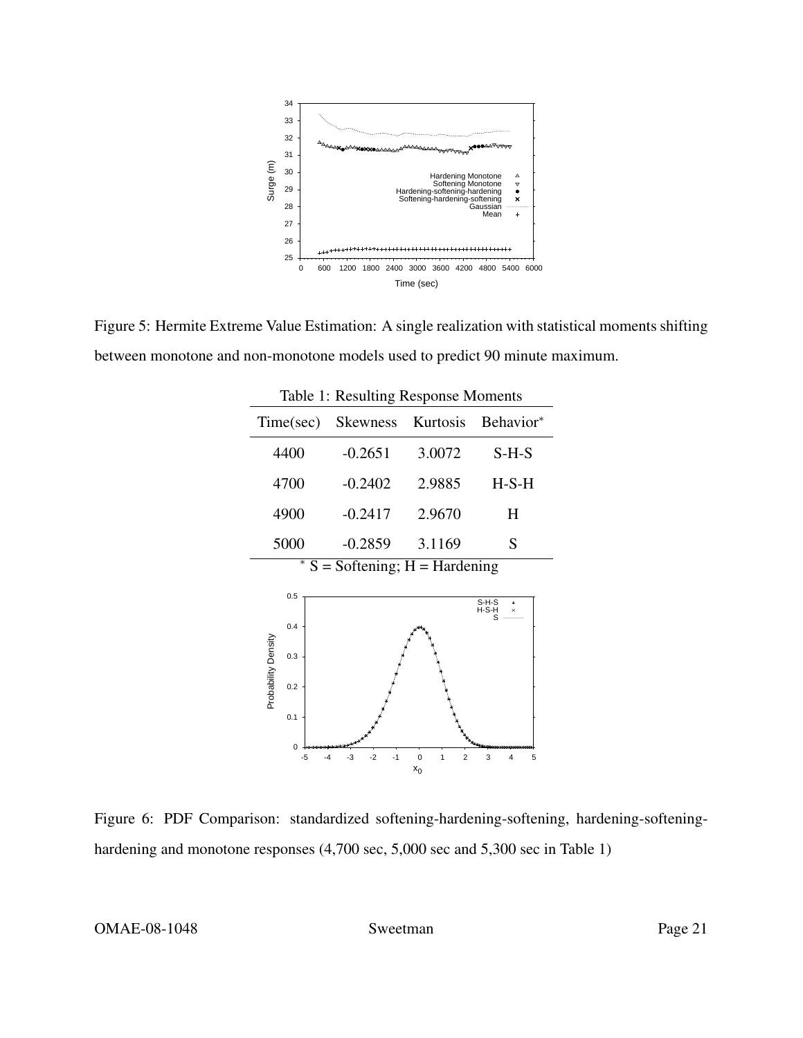Figure 5: Hermite Extreme Value Estimation: A single realization with statistical moments shifting between monotone and non-monotone models used to predict 90 minute maximum.

Table 1: Resulting Response Moments

| Time(sec) | Skewness | Kurtosis | Behavior* |
|---|---|---|---|
| 4400 | -0.2651 | 3.0072 | S-H-S |
| 4700 | -0.2402 | 2.9885 | H-S-H |
| 4900 | -0.2417 | 2.9670 | H |
| 5000 | -0.2859 | 3.1169 | S |

\* S = Softening; H = Hardening

Figure 6: PDF Comparison: standardized softening-hardening-softening, hardening-softening-hardening and monotone responses (4,700 sec, 5,000 sec and 5,300 sec in Table 1)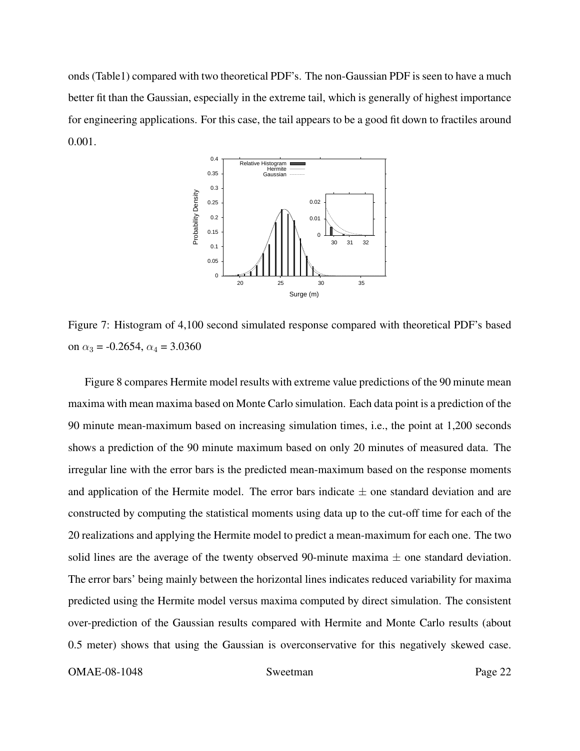onds (Table1) compared with two theoretical PDF's. The non-Gaussian PDF is seen to have a much better fit than the Gaussian, especially in the extreme tail, which is generally of highest importance for engineering applications. For this case, the tail appears to be a good fit down to fractiles around 0.001.

Figure 7: Histogram of 4,100 second simulated response compared with theoretical PDF's based on $\alpha_3$ = -0.2654, $\alpha_4$ = 3.0360

Figure 8 compares Hermite model results with extreme value predictions of the 90 minute mean maxima with mean maxima based on Monte Carlo simulation. Each data point is a prediction of the 90 minute mean-maximum based on increasing simulation times, i.e., the point at 1,200 seconds shows a prediction of the 90 minute maximum based on only 20 minutes of measured data. The irregular line with the error bars is the predicted mean-maximum based on the response moments and application of the Hermite model. The error bars indicate $\pm$ one standard deviation and are constructed by computing the statistical moments using data up to the cut-off time for each of the 20 realizations and applying the Hermite model to predict a mean-maximum for each one. The two solid lines are the average of the twenty observed 90-minute maxima $\pm$ one standard deviation. The error bars' being mainly between the horizontal lines indicates reduced variability for maxima predicted using the Hermite model versus maxima computed by direct simulation. The consistent over-prediction of the Gaussian results compared with Hermite and Monte Carlo results (about 0.5 meter) shows that using the Gaussian is overconservative for this negatively skewed case.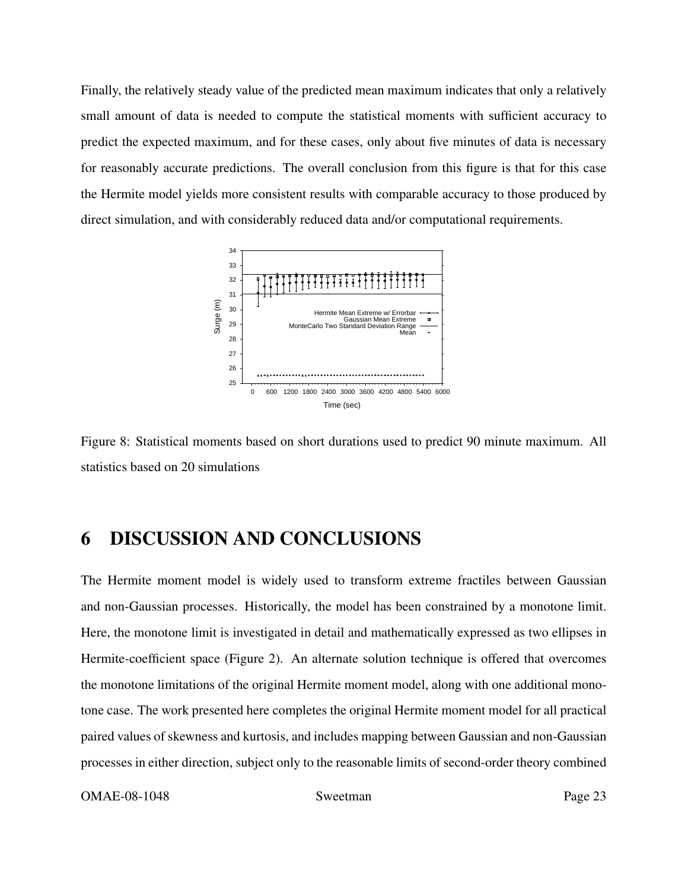Finally, the relatively steady value of the predicted mean maximum indicates that only a relatively small amount of data is needed to compute the statistical moments with sufficient accuracy to predict the expected maximum, and for these cases, only about five minutes of data is necessary for reasonably accurate predictions. The overall conclusion from this figure is that for this case the Hermite model yields more consistent results with comparable accuracy to those produced by direct simulation, and with considerably reduced data and/or computational requirements.

Figure 8: Statistical moments based on short durations used to predict 90 minute maximum. All statistics based on 20 simulations

# 6 DISCUSSION AND CONCLUSIONS

The Hermite moment model is widely used to transform extreme fractiles between Gaussian and non-Gaussian processes. Historically, the model has been constrained by a monotone limit. Here, the monotone limit is investigated in detail and mathematically expressed as two ellipses in Hermite-coefficient space (Figure 2). An alternate solution technique is offered that overcomes the monotone limitations of the original Hermite moment model, along with one additional monotone case. The work presented here completes the original Hermite moment model for all practical paired values of skewness and kurtosis, and includes mapping between Gaussian and non-Gaussian processes in either direction, subject only to the reasonable limits of second-order theory combined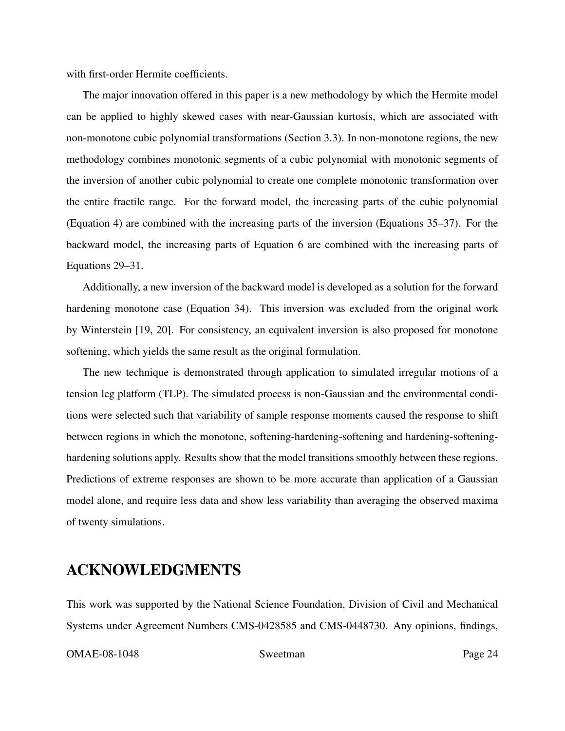with first-order Hermite coefficients.

The major innovation offered in this paper is a new methodology by which the Hermite model can be applied to highly skewed cases with near-Gaussian kurtosis, which are associated with non-monotone cubic polynomial transformations (Section 3.3). In non-monotone regions, the new methodology combines monotonic segments of a cubic polynomial with monotonic segments of the inversion of another cubic polynomial to create one complete monotonic transformation over the entire fractile range. For the forward model, the increasing parts of the cubic polynomial (Equation 4) are combined with the increasing parts of the inversion (Equations 35–37). For the backward model, the increasing parts of Equation 6 are combined with the increasing parts of Equations 29–31.

Additionally, a new inversion of the backward model is developed as a solution for the forward hardening monotone case (Equation 34). This inversion was excluded from the original work by Winterstein [19, 20]. For consistency, an equivalent inversion is also proposed for monotone softening, which yields the same result as the original formulation.

The new technique is demonstrated through application to simulated irregular motions of a tension leg platform (TLP). The simulated process is non-Gaussian and the environmental conditions were selected such that variability of sample response moments caused the response to shift between regions in which the monotone, softening-hardening-softening and hardening-softening-hardening solutions apply. Results show that the model transitions smoothly between these regions. Predictions of extreme responses are shown to be more accurate than application of a Gaussian model alone, and require less data and show less variability than averaging the observed maxima of twenty simulations.

## ACKNOWLEDGMENTS

This work was supported by the National Science Foundation, Division of Civil and Mechanical Systems under Agreement Numbers CMS-0428585 and CMS-0448730. Any opinions, findings,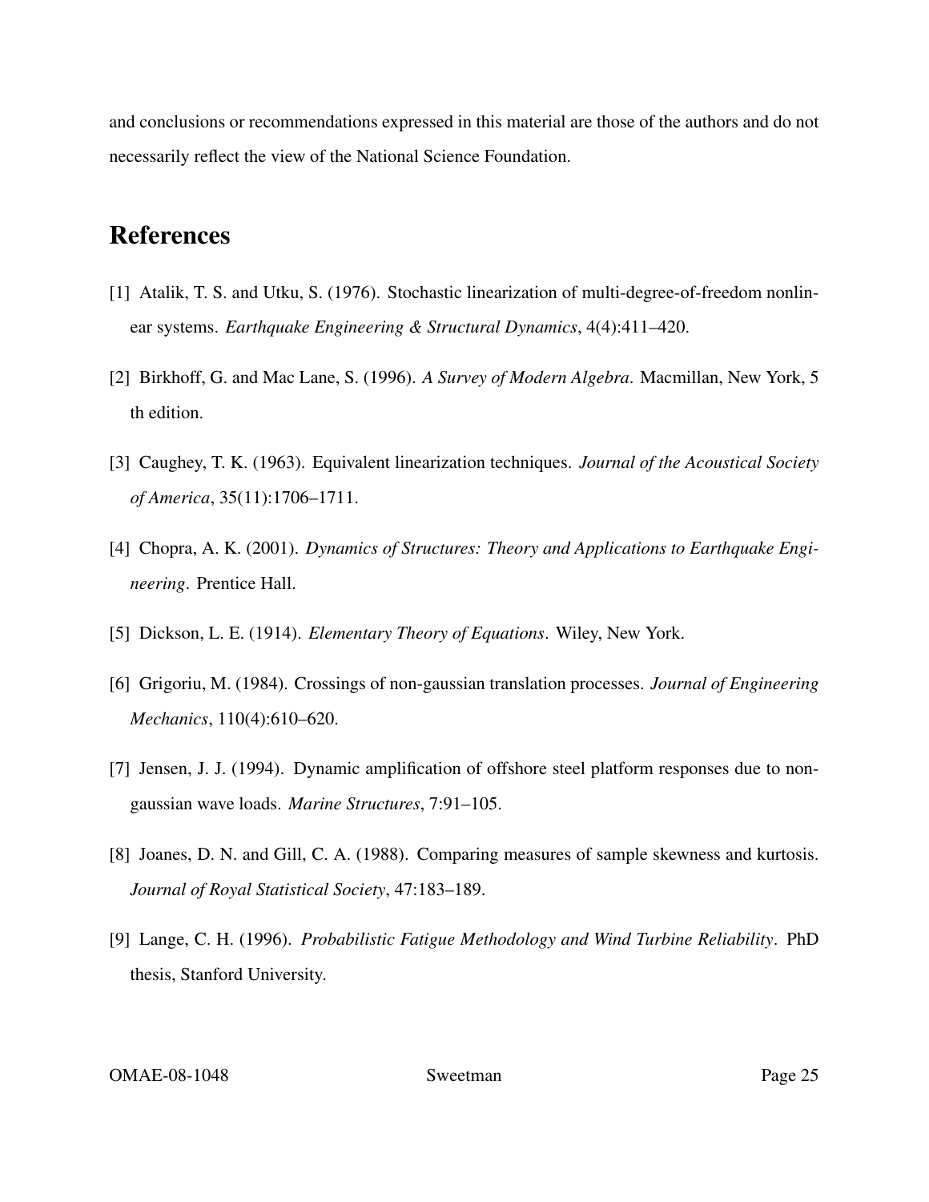and conclusions or recommendations expressed in this material are those of the authors and do not necessarily reflect the view of the National Science Foundation.

## References

[1] Atalik, T. S. and Utku, S. (1976). Stochastic linearization of multi-degree-of-freedom nonlinear systems. *Earthquake Engineering & Structural Dynamics*, 4(4):411–420.

[2] Birkhoff, G. and Mac Lane, S. (1996). *A Survey of Modern Algebra*. Macmillan, New York, 5 th edition.

[3] Caughey, T. K. (1963). Equivalent linearization techniques. *Journal of the Acoustical Society of America*, 35(11):1706–1711.

[4] Chopra, A. K. (2001). *Dynamics of Structures: Theory and Applications to Earthquake Engineering*. Prentice Hall.

[5] Dickson, L. E. (1914). *Elementary Theory of Equations*. Wiley, New York.

[6] Grigoriu, M. (1984). Crossings of non-gaussian translation processes. *Journal of Engineering Mechanics*, 110(4):610–620.

[7] Jensen, J. J. (1994). Dynamic amplification of offshore steel platform responses due to non-gaussian wave loads. *Marine Structures*, 7:91–105.

[8] Joanes, D. N. and Gill, C. A. (1988). Comparing measures of sample skewness and kurtosis. *Journal of Royal Statistical Society*, 47:183–189.

[9] Lange, C. H. (1996). *Probabilistic Fatigue Methodology and Wind Turbine Reliability*. PhD thesis, Stanford University.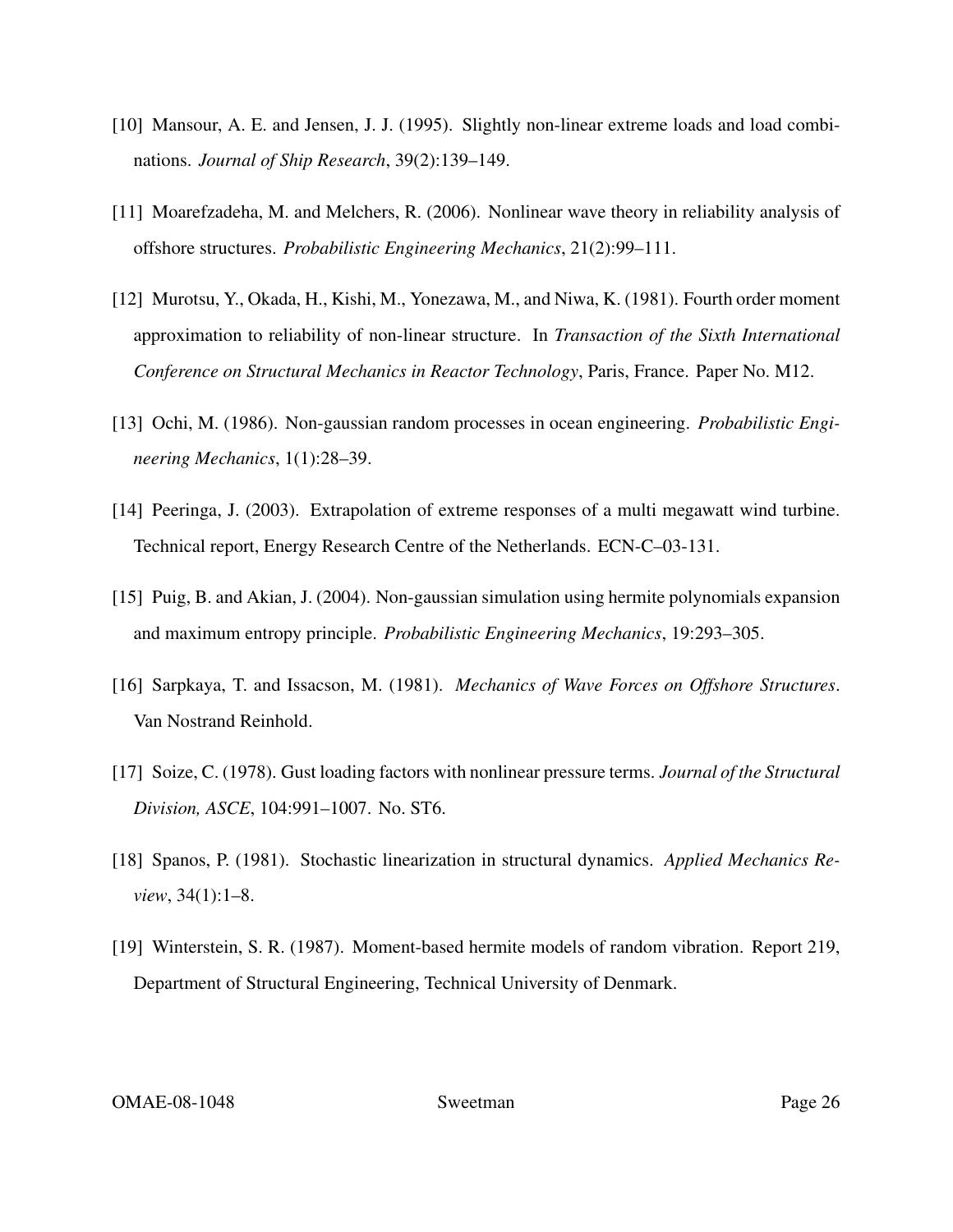[10] Mansour, A. E. and Jensen, J. J. (1995). Slightly non-linear extreme loads and load combinations. *Journal of Ship Research*, 39(2):139–149.

[11] Moarefzadeha, M. and Melchers, R. (2006). Nonlinear wave theory in reliability analysis of offshore structures. *Probabilistic Engineering Mechanics*, 21(2):99–111.

[12] Murotsu, Y., Okada, H., Kishi, M., Yonezawa, M., and Niwa, K. (1981). Fourth order moment approximation to reliability of non-linear structure. In *Transaction of the Sixth International Conference on Structural Mechanics in Reactor Technology*, Paris, France. Paper No. M12.

[13] Ochi, M. (1986). Non-gaussian random processes in ocean engineering. *Probabilistic Engineering Mechanics*, 1(1):28–39.

[14] Peeringa, J. (2003). Extrapolation of extreme responses of a multi megawatt wind turbine. Technical report, Energy Research Centre of the Netherlands. ECN-C–03-131.

[15] Puig, B. and Akian, J. (2004). Non-gaussian simulation using hermite polynomials expansion and maximum entropy principle. *Probabilistic Engineering Mechanics*, 19:293–305.

[16] Sarpkaya, T. and Issacson, M. (1981). *Mechanics of Wave Forces on Offshore Structures*. Van Nostrand Reinhold.

[17] Soize, C. (1978). Gust loading factors with nonlinear pressure terms. *Journal of the Structural Division, ASCE*, 104:991–1007. No. ST6.

[18] Spanos, P. (1981). Stochastic linearization in structural dynamics. *Applied Mechanics Review*, 34(1):1–8.

[19] Winterstein, S. R. (1987). Moment-based hermite models of random vibration. Report 219, Department of Structural Engineering, Technical University of Denmark.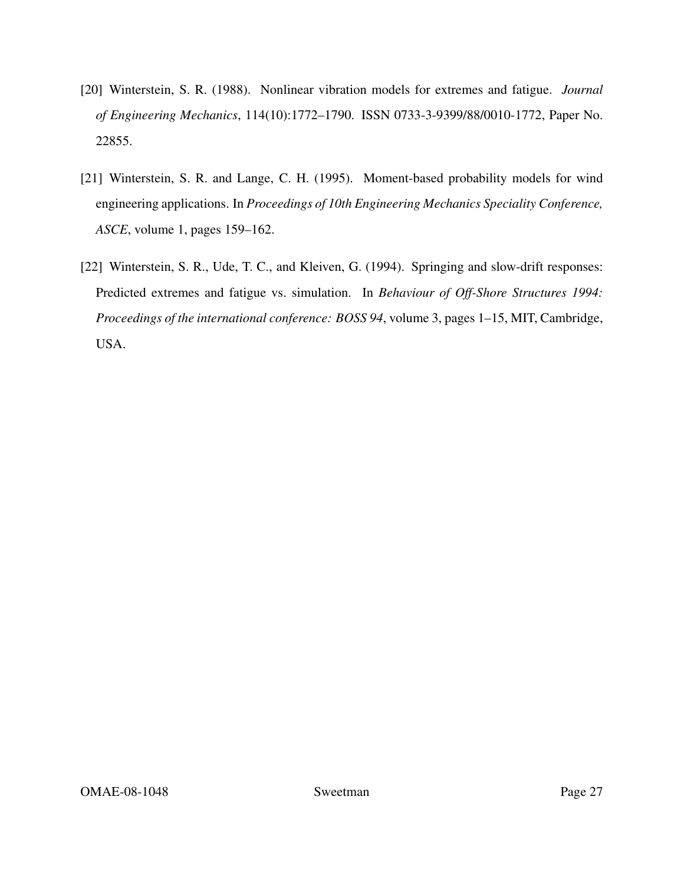[20] Winterstein, S. R. (1988). Nonlinear vibration models for extremes and fatigue. *Journal of Engineering Mechanics*, 114(10):1772–1790. ISSN 0733-3-9399/88/0010-1772, Paper No. 22855.

[21] Winterstein, S. R. and Lange, C. H. (1995). Moment-based probability models for wind engineering applications. In *Proceedings of 10th Engineering Mechanics Speciality Conference, ASCE*, volume 1, pages 159–162.

[22] Winterstein, S. R., Ude, T. C., and Kleiven, G. (1994). Springing and slow-drift responses: Predicted extremes and fatigue vs. simulation. In *Behaviour of Off-Shore Structures 1994: Proceedings of the international conference: BOSS 94*, volume 3, pages 1–15, MIT, Cambridge, USA.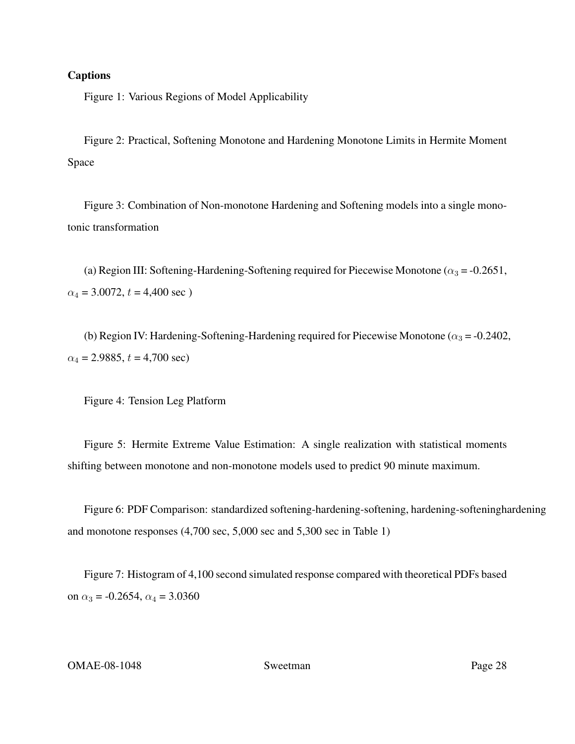**Captions**

Figure 1: Various Regions of Model Applicability

Figure 2: Practical, Softening Monotone and Hardening Monotone Limits in Hermite Moment Space

Figure 3: Combination of Non-monotone Hardening and Softening models into a single monotonic transformation

(a) Region III: Softening-Hardening-Softening required for Piecewise Monotone ($\alpha_3$ = -0.2651, $\alpha_4$ = 3.0072, $t$ = 4,400 sec )

(b) Region IV: Hardening-Softening-Hardening required for Piecewise Monotone ($\alpha_3$ = -0.2402, $\alpha_4$ = 2.9885, $t$ = 4,700 sec)

Figure 4: Tension Leg Platform

Figure 5: Hermite Extreme Value Estimation: A single realization with statistical moments shifting between monotone and non-monotone models used to predict 90 minute maximum.

Figure 6: PDF Comparison: standardized softening-hardening-softening, hardening-softeninghardening and monotone responses (4,700 sec, 5,000 sec and 5,300 sec in Table 1)

Figure 7: Histogram of 4,100 second simulated response compared with theoretical PDFs based on $\alpha_3$ = -0.2654, $\alpha_4$ = 3.0360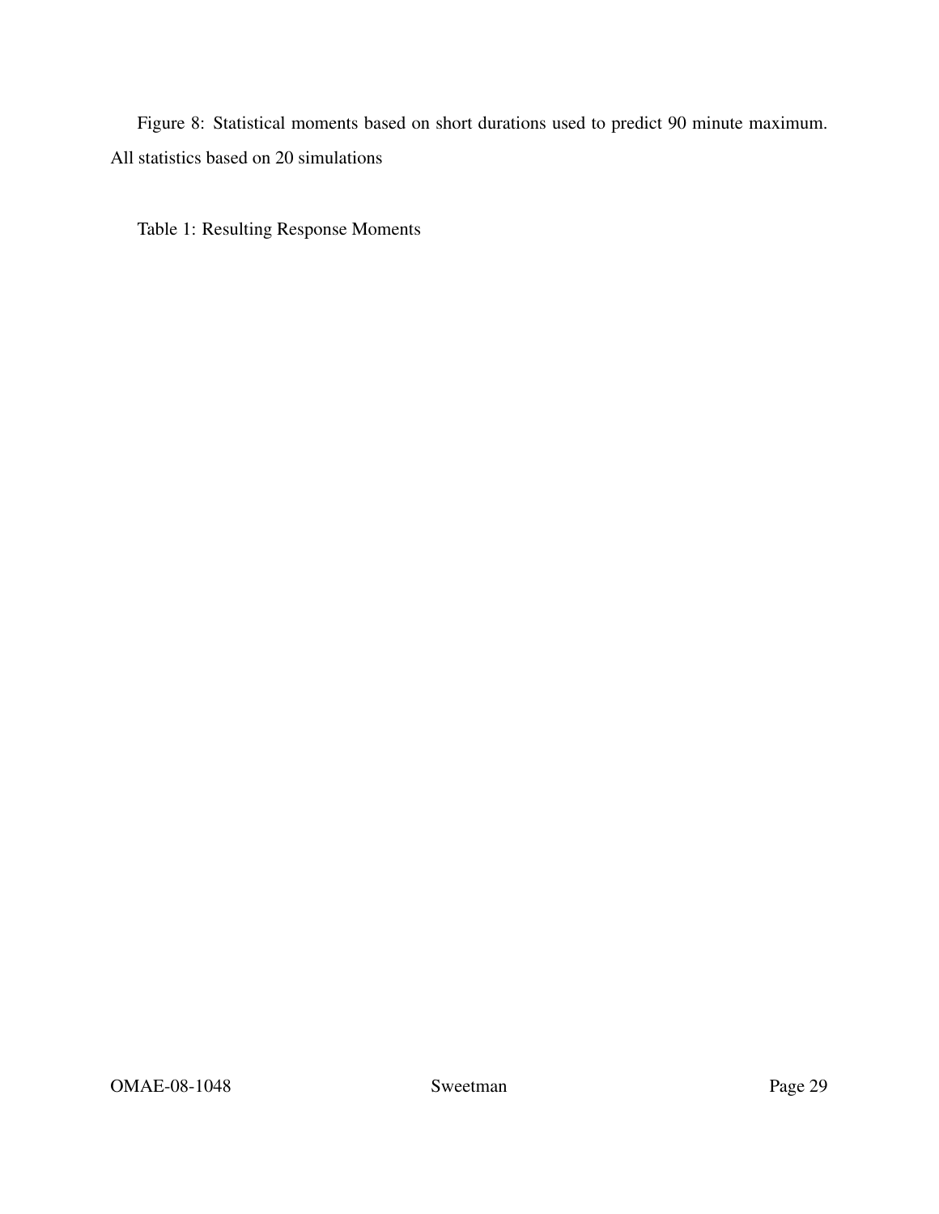Figure 8: Statistical moments based on short durations used to predict 90 minute maximum. All statistics based on 20 simulations

Table 1: Resulting Response Moments